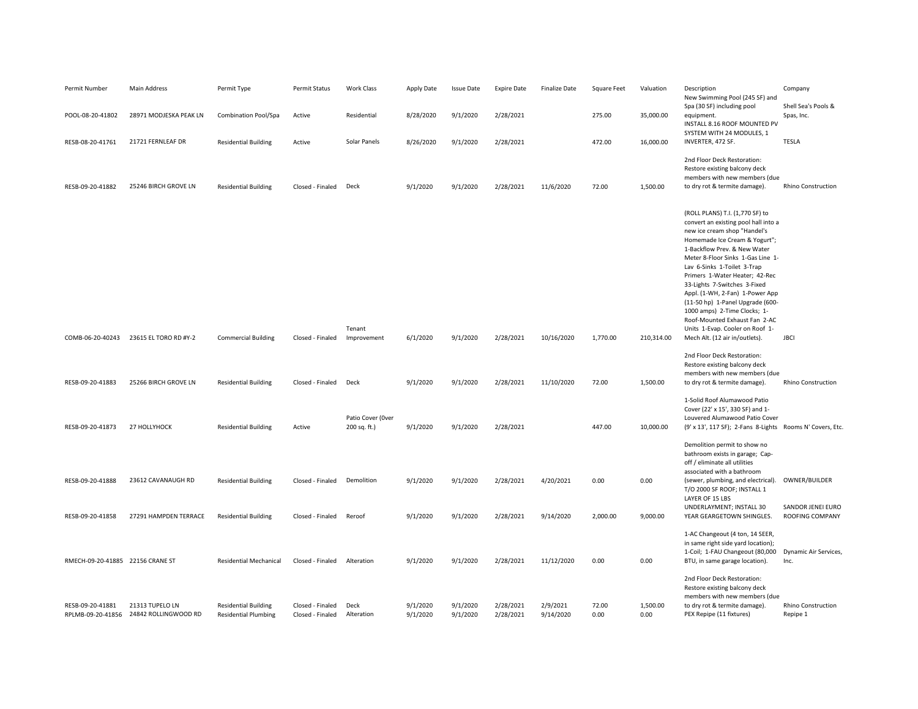| Permit Number | Main Address | Permit Type | Permit Status | Work Class | Apply Date | Issue Date | Expire Date | Finalize Date | Square Feet | Valuation | Description | Company |
|---|---|---|---|---|---|---|---|---|---|---|---|---|
| POOL-08-20-41802 | 28971 MODJESKA PEAK LN | Combination Pool/Spa | Active | Residential | 8/28/2020 | 9/1/2020 | 2/28/2021 | | 275.00 | 35,000.00 | New Swimming Pool (245 SF) and Spa (30 SF) including pool equipment. | Shell Sea's Pools & Spas, Inc. |
| RESB-08-20-41761 | 21721 FERNLEAF DR | Residential Building | Active | Solar Panels | 8/26/2020 | 9/1/2020 | 2/28/2021 | | 472.00 | 16,000.00 | INSTALL 8.16 ROOF MOUNTED PV SYSTEM WITH 24 MODULES, 1 INVERTER, 472 SF. | TESLA |
| RESB-09-20-41882 | 25246 BIRCH GROVE LN | Residential Building | Closed - Finaled | Deck | 9/1/2020 | 9/1/2020 | 2/28/2021 | 11/6/2020 | 72.00 | 1,500.00 | 2nd Floor Deck Restoration: Restore existing balcony deck members with new members (due to dry rot & termite damage). | Rhino Construction |
| COMB-06-20-40243 | 23615 EL TORO RD #Y-2 | Commercial Building | Closed - Finaled | Tenant Improvement | 6/1/2020 | 9/1/2020 | 2/28/2021 | 10/16/2020 | 1,770.00 | 210,314.00 | (ROLL PLANS) T.I. (1,770 SF) to convert an existing pool hall into a new ice cream shop "Handel's Homemade Ice Cream & Yogurt"; 1-Backflow Prev. & New Water Meter 8-Floor Sinks 1-Gas Line 1-Lav 6-Sinks 1-Toilet 3-Trap Primers 1-Water Heater; 42-Rec 33-Lights 7-Switches 3-Fixed Appl. (1-WH, 2-Fan) 1-Power App (11-50 hp) 1-Panel Upgrade (600-1000 amps) 2-Time Clocks; 1-Roof-Mounted Exhaust Fan 2-AC Units 1-Evap. Cooler on Roof 1-Mech Alt. (12 air in/outlets). | JBCI |
| RESB-09-20-41883 | 25266 BIRCH GROVE LN | Residential Building | Closed - Finaled | Deck | 9/1/2020 | 9/1/2020 | 2/28/2021 | 11/10/2020 | 72.00 | 1,500.00 | 2nd Floor Deck Restoration: Restore existing balcony deck members with new members (due to dry rot & termite damage). | Rhino Construction |
| RESB-09-20-41873 | 27 HOLLYHOCK | Residential Building | Active | Patio Cover (0ver 200 sq. ft.) | 9/1/2020 | 9/1/2020 | 2/28/2021 | | 447.00 | 10,000.00 | 1-Solid Roof Alumawood Patio Cover (22' x 15', 330 SF) and 1-Louvered Alumawood Patio Cover (9' x 13', 117 SF); 2-Fans 8-Lights | Rooms N' Covers, Etc. |
| RESB-09-20-41888 | 23612 CAVANAUGH RD | Residential Building | Closed - Finaled | Demolition | 9/1/2020 | 9/1/2020 | 2/28/2021 | 4/20/2021 | 0.00 | 0.00 | Demolition permit to show no bathroom exists in garage; Cap-off / eliminate all utilities associated with a bathroom (sewer, plumbing, and electrical). | OWNER/BUILDER |
| RESB-09-20-41858 | 27291 HAMPDEN TERRACE | Residential Building | Closed - Finaled | Reroof | 9/1/2020 | 9/1/2020 | 2/28/2021 | 9/14/2020 | 2,000.00 | 9,000.00 | T/O 2000 SF ROOF; INSTALL 1 LAYER OF 15 LBS UNDERLAYMENT; INSTALL 30 YEAR GEARGETOWN SHINGLES. | SANDOR JENEI EURO ROOFING COMPANY |
| RMECH-09-20-41885 | 22156 CRANE ST | Residential Mechanical | Closed - Finaled | Alteration | 9/1/2020 | 9/1/2020 | 2/28/2021 | 11/12/2020 | 0.00 | 0.00 | 1-AC Changeout (4 ton, 14 SEER, in same right side yard location); 1-Coil; 1-FAU Changeout (80,000 BTU, in same garage location). | Dynamic Air Services, Inc. |
| RESB-09-20-41881 | 21313 TUPELO LN | Residential Building | Closed - Finaled | Deck | 9/1/2020 | 9/1/2020 | 2/28/2021 | 2/9/2021 | 72.00 | 1,500.00 | 2nd Floor Deck Restoration: Restore existing balcony deck members with new members (due to dry rot & termite damage). | Rhino Construction |
| RPLMB-09-20-41856 | 24842 ROLLINGWOOD RD | Residential Plumbing | Closed - Finaled | Alteration | 9/1/2020 | 9/1/2020 | 2/28/2021 | 9/14/2020 | 0.00 | 0.00 | PEX Repipe (11 fixtures) | Repipe 1 |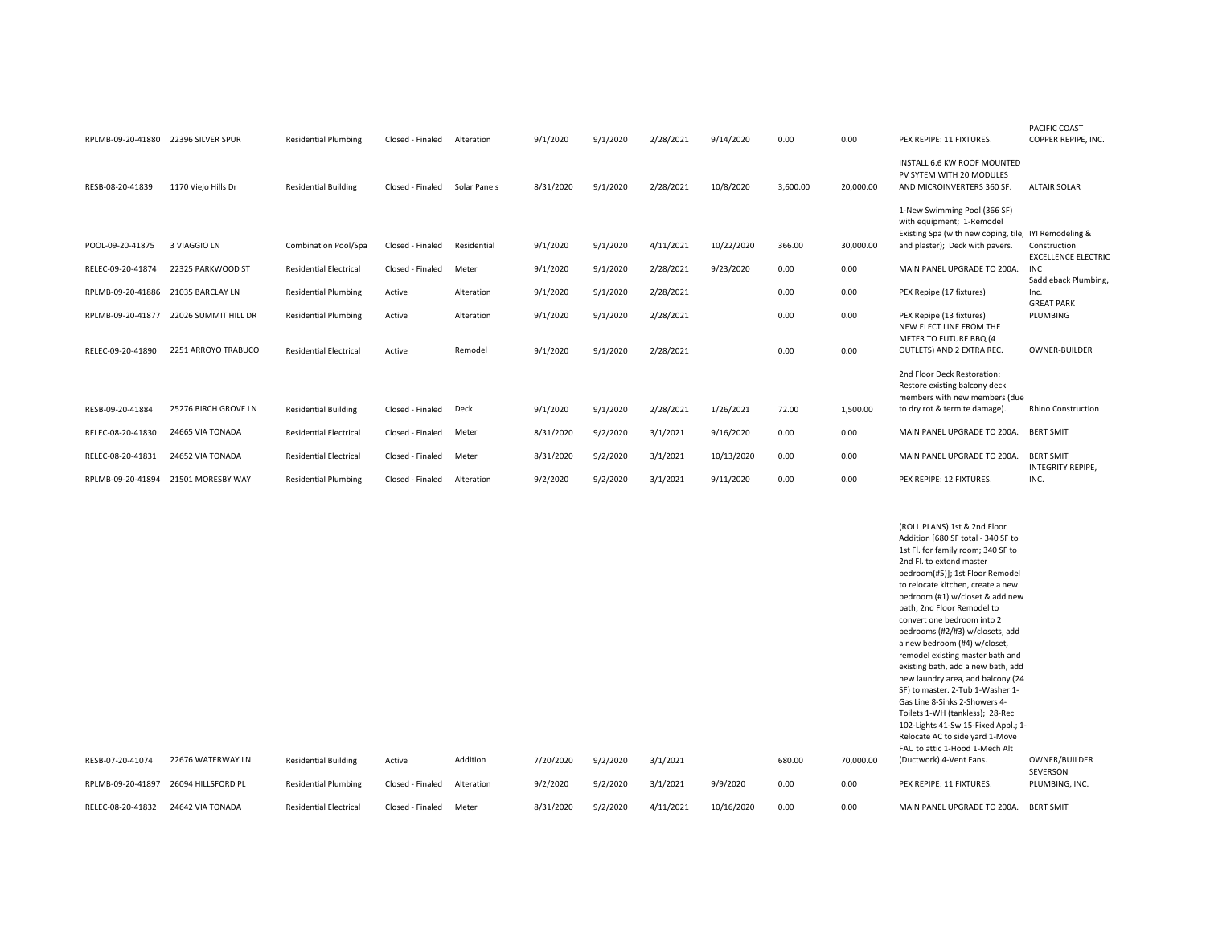| | | | | | | | | | | | | |
|---|---|---|---|---|---|---|---|---|---|---|---|---|
| RPLMB-09-20-41880 | 22396 SILVER SPUR | Residential Plumbing | Closed - Finaled | Alteration | 9/1/2020 | 9/1/2020 | 2/28/2021 | 9/14/2020 | 0.00 | 0.00 | PEX REPIPE: 11 FIXTURES. | PACIFIC COAST COPPER REPIPE, INC. |
| RESB-08-20-41839 | 1170 Viejo Hills Dr | Residential Building | Closed - Finaled | Solar Panels | 8/31/2020 | 9/1/2020 | 2/28/2021 | 10/8/2020 | 3,600.00 | 20,000.00 | INSTALL 6.6 KW ROOF MOUNTED PV SYTEM WITH 20 MODULES AND MICROINVERTERS 360 SF. | ALTAIR SOLAR |
| POOL-09-20-41875 | 3 VIAGGIO LN | Combination Pool/Spa | Closed - Finaled | Residential | 9/1/2020 | 9/1/2020 | 4/11/2021 | 10/22/2020 | 366.00 | 30,000.00 | 1-New Swimming Pool (366 SF) with equipment; 1-Remodel Existing Spa (with new coping, tile, and plaster); Deck with pavers. | IYI Remodeling & Construction |
| RELEC-09-20-41874 | 22325 PARKWOOD ST | Residential Electrical | Closed - Finaled | Meter | 9/1/2020 | 9/1/2020 | 2/28/2021 | 9/23/2020 | 0.00 | 0.00 | MAIN PANEL UPGRADE TO 200A. | EXCELLENCE ELECTRIC INC |
| RPLMB-09-20-41886 | 21035 BARCLAY LN | Residential Plumbing | Active | Alteration | 9/1/2020 | 9/1/2020 | 2/28/2021 | | 0.00 | 0.00 | PEX Repipe (17 fixtures) | Saddleback Plumbing, Inc. |
| RPLMB-09-20-41877 | 22026 SUMMIT HILL DR | Residential Plumbing | Active | Alteration | 9/1/2020 | 9/1/2020 | 2/28/2021 | | 0.00 | 0.00 | PEX Repipe (13 fixtures) | GREAT PARK PLUMBING |
| RELEC-09-20-41890 | 2251 ARROYO TRABUCO | Residential Electrical | Active | Remodel | 9/1/2020 | 9/1/2020 | 2/28/2021 | | 0.00 | 0.00 | NEW ELECT LINE FROM THE METER TO FUTURE BBQ (4 OUTLETS) AND 2 EXTRA REC. | OWNER-BUILDER |
| RESB-09-20-41884 | 25276 BIRCH GROVE LN | Residential Building | Closed - Finaled | Deck | 9/1/2020 | 9/1/2020 | 2/28/2021 | 1/26/2021 | 72.00 | 1,500.00 | 2nd Floor Deck Restoration: Restore existing balcony deck members with new members (due to dry rot & termite damage). | Rhino Construction |
| RELEC-08-20-41830 | 24665 VIA TONADA | Residential Electrical | Closed - Finaled | Meter | 8/31/2020 | 9/2/2020 | 3/1/2021 | 9/16/2020 | 0.00 | 0.00 | MAIN PANEL UPGRADE TO 200A. | BERT SMIT |
| RELEC-08-20-41831 | 24652 VIA TONADA | Residential Electrical | Closed - Finaled | Meter | 8/31/2020 | 9/2/2020 | 3/1/2021 | 10/13/2020 | 0.00 | 0.00 | MAIN PANEL UPGRADE TO 200A. | BERT SMIT |
| RPLMB-09-20-41894 | 21501 MORESBY WAY | Residential Plumbing | Closed - Finaled | Alteration | 9/2/2020 | 9/2/2020 | 3/1/2021 | 9/11/2020 | 0.00 | 0.00 | PEX REPIPE: 12 FIXTURES. | INTEGRITY REPIPE, INC. |
| RESB-07-20-41074 | 22676 WATERWAY LN | Residential Building | Active | Addition | 7/20/2020 | 9/2/2020 | 3/1/2021 | | 680.00 | 70,000.00 | (ROLL PLANS) 1st & 2nd Floor Addition (680 SF total - 340 SF to 1st Fl. for family room; 340 SF to 2nd Fl. to extend master bedroom(#5)]; 1st Floor Remodel to relocate kitchen, create a new bedroom (#1) w/closet & add new bath; 2nd Floor Remodel to convert one bedroom into 2 bedrooms (#2/#3) w/closets, add a new bedroom (#4) w/closet, remodel existing master bath and existing bath, add a new bath, add new laundry area, add balcony (24 SF) to master. 2-Tub 1-Washer 1-Gas Line 8-Sinks 2-Showers 4-Toilets 1-WH (tankless); 28-Rec 102-Lights 41-Sw 15-Fixed Appl.; 1-Relocate AC to side yard 1-Move FAU to attic 1-Hood 1-Mech Alt (Ductwork) 4-Vent Fans. | OWNER/BUILDER |
| RPLMB-09-20-41897 | 26094 HILLSFORD PL | Residential Plumbing | Closed - Finaled | Alteration | 9/2/2020 | 9/2/2020 | 3/1/2021 | 9/9/2020 | 0.00 | 0.00 | PEX REPIPE: 11 FIXTURES. | SEVERSON PLUMBING, INC. |
| RELEC-08-20-41832 | 24642 VIA TONADA | Residential Electrical | Closed - Finaled | Meter | 8/31/2020 | 9/2/2020 | 4/11/2021 | 10/16/2020 | 0.00 | 0.00 | MAIN PANEL UPGRADE TO 200A. | BERT SMIT |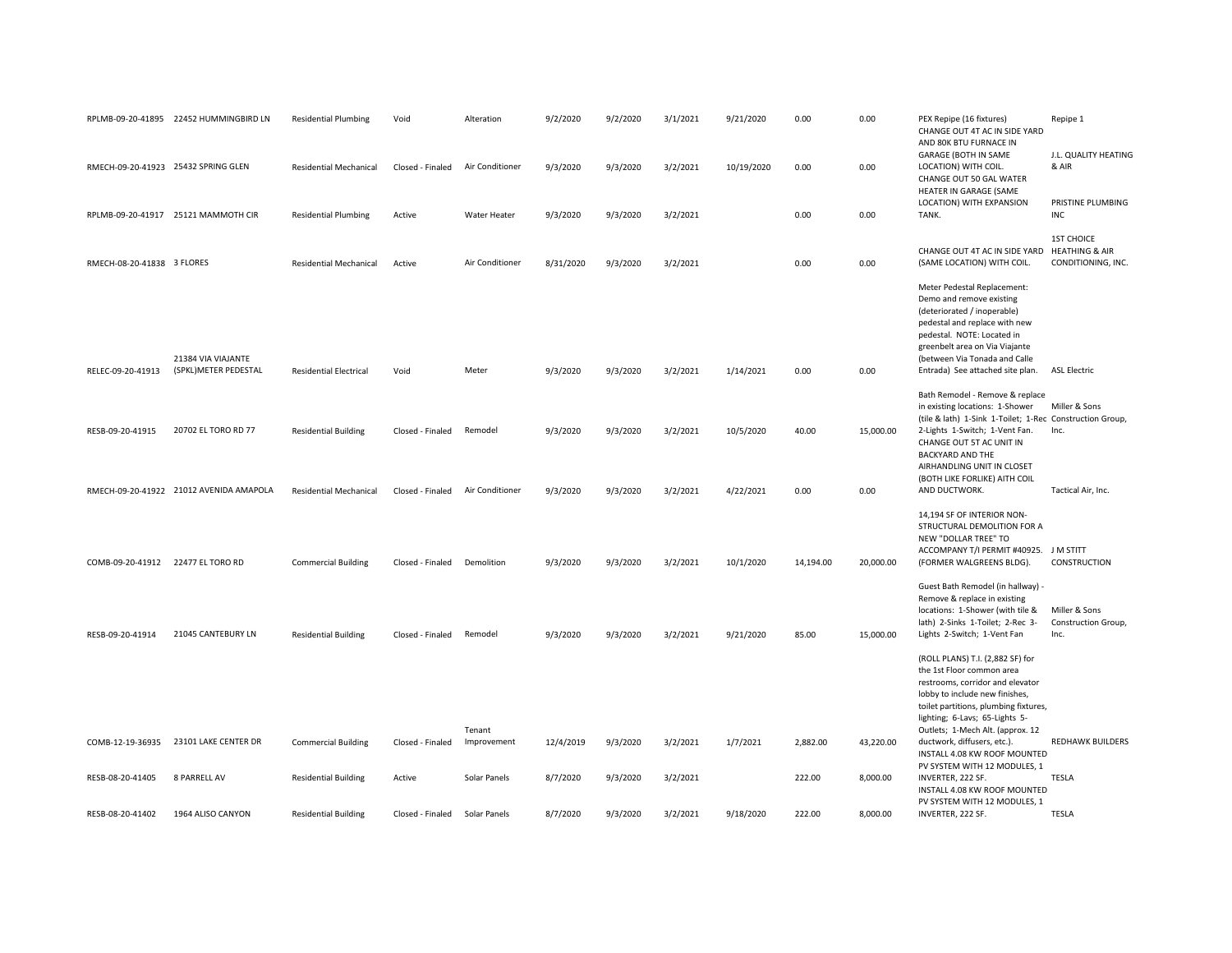| | | | | | | | | | | | | |
|---|---|---|---|---|---|---|---|---|---|---|---|---|
| RPLMB-09-20-41895 | 22452 HUMMINGBIRD LN | Residential Plumbing | Void | Alteration | 9/2/2020 | 9/2/2020 | 3/1/2021 | 9/21/2020 | 0.00 | 0.00 | PEX Repipe (16 fixtures) | Repipe 1 |
| RMECH-09-20-41923 | 25432 SPRING GLEN | Residential Mechanical | Closed - Finaled | Air Conditioner | 9/3/2020 | 9/3/2020 | 3/2/2021 | 10/19/2020 | 0.00 | 0.00 | CHANGE OUT 4T AC IN SIDE YARD AND 80K BTU FURNACE IN GARAGE (BOTH IN SAME LOCATION) WITH COIL. | J.L. QUALITY HEATING & AIR |
| RPLMB-09-20-41917 | 25121 MAMMOTH CIR | Residential Plumbing | Active | Water Heater | 9/3/2020 | 9/3/2020 | 3/2/2021 | | 0.00 | 0.00 | CHANGE OUT 50 GAL WATER HEATER IN GARAGE (SAME LOCATION) WITH EXPANSION TANK. | PRISTINE PLUMBING INC |
| RMECH-08-20-41838 | 3 FLORES | Residential Mechanical | Active | Air Conditioner | 8/31/2020 | 9/3/2020 | 3/2/2021 | | 0.00 | 0.00 | CHANGE OUT 4T AC IN SIDE YARD (SAME LOCATION) WITH COIL. | 1ST CHOICE HEATHING & AIR CONDITIONING, INC. |
| RELEC-09-20-41913 | 21384 VIA VIAJANTE (SPKL)METER PEDESTAL | Residential Electrical | Void | Meter | 9/3/2020 | 9/3/2020 | 3/2/2021 | 1/14/2021 | 0.00 | 0.00 | Meter Pedestal Replacement: Demo and remove existing (deteriorated / inoperable) pedestal and replace with new pedestal. NOTE: Located in greenbelt area on Via Viajante (between Via Tonada and Calle Entrada) See attached site plan. | ASL Electric |
| RESB-09-20-41915 | 20702 EL TORO RD 77 | Residential Building | Closed - Finaled | Remodel | 9/3/2020 | 9/3/2020 | 3/2/2021 | 10/5/2020 | 40.00 | 15,000.00 | Bath Remodel - Remove & replace in existing locations: 1-Shower (tile & lath) 1-Sink 1-Toilet; 1-Rec 2-Lights 1-Switch; 1-Vent Fan. | Miller & Sons Construction Group, Inc. |
| RMECH-09-20-41922 | 21012 AVENIDA AMAPOLA | Residential Mechanical | Closed - Finaled | Air Conditioner | 9/3/2020 | 9/3/2020 | 3/2/2021 | 4/22/2021 | 0.00 | 0.00 | CHANGE OUT 5T AC UNIT IN BACKYARD AND THE AIRHANDLING UNIT IN CLOSET (BOTH LIKE FORLIKE) AITH COIL AND DUCTWORK. | Tactical Air, Inc. |
| COMB-09-20-41912 | 22477 EL TORO RD | Commercial Building | Closed - Finaled | Demolition | 9/3/2020 | 9/3/2020 | 3/2/2021 | 10/1/2020 | 14,194.00 | 20,000.00 | 14,194 SF OF INTERIOR NON-STRUCTURAL DEMOLITION FOR A NEW "DOLLAR TREE" TO ACCOMPANY T/I PERMIT #40925. (FORMER WALGREENS BLDG). | J M STITT CONSTRUCTION |
| RESB-09-20-41914 | 21045 CANTEBURY LN | Residential Building | Closed - Finaled | Remodel | 9/3/2020 | 9/3/2020 | 3/2/2021 | 9/21/2020 | 85.00 | 15,000.00 | Guest Bath Remodel (in hallway) - Remove & replace in existing locations: 1-Shower (with tile & lath) 2-Sinks 1-Toilet; 2-Rec 3-Lights 2-Switch; 1-Vent Fan | Miller & Sons Construction Group, Inc. |
| COMB-12-19-36935 | 23101 LAKE CENTER DR | Commercial Building | Closed - Finaled | Tenant Improvement | 12/4/2019 | 9/3/2020 | 3/2/2021 | 1/7/2021 | 2,882.00 | 43,220.00 | (ROLL PLANS) T.I. (2,882 SF) for the 1st Floor common area restrooms, corridor and elevator lobby to include new finishes, toilet partitions, plumbing fixtures, lighting; 6-Lavs; 65-Lights 5-Outlets; 1-Mech Alt. (approx. 12 ductwork, diffusers, etc.). | REDHAWK BUILDERS |
| RESB-08-20-41405 | 8 PARRELL AV | Residential Building | Active | Solar Panels | 8/7/2020 | 9/3/2020 | 3/2/2021 | | 222.00 | 8,000.00 | INSTALL 4.08 KW ROOF MOUNTED PV SYSTEM WITH 12 MODULES, 1 INVERTER, 222 SF. | TESLA |
| RESB-08-20-41402 | 1964 ALISO CANYON | Residential Building | Closed - Finaled | Solar Panels | 8/7/2020 | 9/3/2020 | 3/2/2021 | 9/18/2020 | 222.00 | 8,000.00 | INSTALL 4.08 KW ROOF MOUNTED PV SYSTEM WITH 12 MODULES, 1 INVERTER, 222 SF. | TESLA |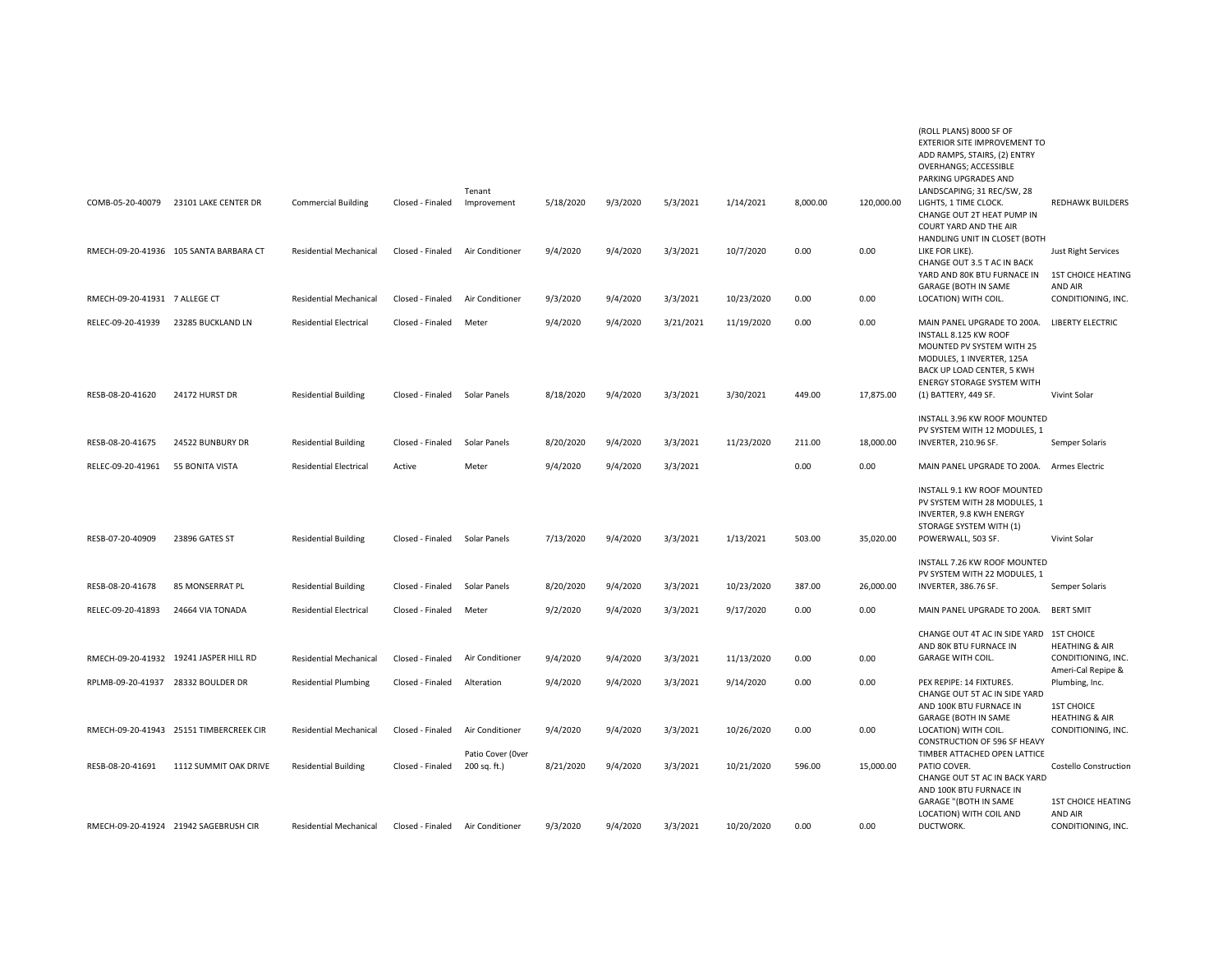| | | | | | | | | | | | |
|---|---|---|---|---|---|---|---|---|---|---|---|
| COMB-05-20-40079 | 23101 LAKE CENTER DR | Commercial Building | Closed - Finaled | Tenant Improvement | 5/18/2020 | 9/3/2020 | 5/3/2021 | 1/14/2021 | 8,000.00 | 120,000.00 | (ROLL PLANS) 8000 SF OF EXTERIOR SITE IMPROVEMENT TO ADD RAMPS, STAIRS, (2) ENTRY OVERHANGS; ACCESSIBLE PARKING UPGRADES AND LANDSCAPING; 31 REC/SW, 28 LIGHTS, 1 TIME CLOCK. | REDHAWK BUILDERS |
| RMECH-09-20-41936 | 105 SANTA BARBARA CT | Residential Mechanical | Closed - Finaled | Air Conditioner | 9/4/2020 | 9/4/2020 | 3/3/2021 | 10/7/2020 | 0.00 | 0.00 | CHANGE OUT 2T HEAT PUMP IN COURT YARD AND THE AIR HANDLING UNIT IN CLOSET (BOTH LIKE FOR LIKE). | Just Right Services |
| RMECH-09-20-41931 | 7 ALLEGE CT | Residential Mechanical | Closed - Finaled | Air Conditioner | 9/3/2020 | 9/4/2020 | 3/3/2021 | 10/23/2020 | 0.00 | 0.00 | CHANGE OUT 3.5 T AC IN BACK YARD AND 80K BTU FURNACE IN GARAGE (BOTH IN SAME LOCATION) WITH COIL. | 1ST CHOICE HEATING AND AIR CONDITIONING, INC. |
| RELEC-09-20-41939 | 23285 BUCKLAND LN | Residential Electrical | Closed - Finaled | Meter | 9/4/2020 | 9/4/2020 | 3/21/2021 | 11/19/2020 | 0.00 | 0.00 | MAIN PANEL UPGRADE TO 200A. | LIBERTY ELECTRIC |
| RESB-08-20-41620 | 24172 HURST DR | Residential Building | Closed - Finaled | Solar Panels | 8/18/2020 | 9/4/2020 | 3/3/2021 | 3/30/2021 | 449.00 | 17,875.00 | INSTALL 8.125 KW ROOF MOUNTED PV SYSTEM WITH 25 MODULES, 1 INVERTER, 125A BACK UP LOAD CENTER, 5 KWH ENERGY STORAGE SYSTEM WITH (1) BATTERY, 449 SF. | Vivint Solar |
| RESB-08-20-41675 | 24522 BUNBURY DR | Residential Building | Closed - Finaled | Solar Panels | 8/20/2020 | 9/4/2020 | 3/3/2021 | 11/23/2020 | 211.00 | 18,000.00 | INSTALL 3.96 KW ROOF MOUNTED PV SYSTEM WITH 12 MODULES, 1 INVERTER, 210.96 SF. | Semper Solaris |
| RELEC-09-20-41961 | 55 BONITA VISTA | Residential Electrical | Active | Meter | 9/4/2020 | 9/4/2020 | 3/3/2021 | | 0.00 | 0.00 | MAIN PANEL UPGRADE TO 200A. | Armes Electric |
| RESB-07-20-40909 | 23896 GATES ST | Residential Building | Closed - Finaled | Solar Panels | 7/13/2020 | 9/4/2020 | 3/3/2021 | 1/13/2021 | 503.00 | 35,020.00 | INSTALL 9.1 KW ROOF MOUNTED PV SYSTEM WITH 28 MODULES, 1 INVERTER, 9.8 KWH ENERGY STORAGE SYSTEM WITH (1) POWERWALL, 503 SF. | Vivint Solar |
| RESB-08-20-41678 | 85 MONSERRAT PL | Residential Building | Closed - Finaled | Solar Panels | 8/20/2020 | 9/4/2020 | 3/3/2021 | 10/23/2020 | 387.00 | 26,000.00 | INSTALL 7.26 KW ROOF MOUNTED PV SYSTEM WITH 22 MODULES, 1 INVERTER, 386.76 SF. | Semper Solaris |
| RELEC-09-20-41893 | 24664 VIA TONADA | Residential Electrical | Closed - Finaled | Meter | 9/2/2020 | 9/4/2020 | 3/3/2021 | 9/17/2020 | 0.00 | 0.00 | MAIN PANEL UPGRADE TO 200A. | BERT SMIT |
| RMECH-09-20-41932 | 19241 JASPER HILL RD | Residential Mechanical | Closed - Finaled | Air Conditioner | 9/4/2020 | 9/4/2020 | 3/3/2021 | 11/13/2020 | 0.00 | 0.00 | CHANGE OUT 4T AC IN SIDE YARD AND 80K BTU FURNACE IN GARAGE WITH COIL. | 1ST CHOICE HEATHING & AIR CONDITIONING, INC. |
| RPLMB-09-20-41937 | 28332 BOULDER DR | Residential Plumbing | Closed - Finaled | Alteration | 9/4/2020 | 9/4/2020 | 3/3/2021 | 9/14/2020 | 0.00 | 0.00 | PEX REPIPE: 14 FIXTURES. | Ameri-Cal Repipe & Plumbing, Inc. |
| RMECH-09-20-41943 | 25151 TIMBERCREEK CIR | Residential Mechanical | Closed - Finaled | Air Conditioner | 9/4/2020 | 9/4/2020 | 3/3/2021 | 10/26/2020 | 0.00 | 0.00 | CHANGE OUT 5T AC IN SIDE YARD AND 100K BTU FURNACE IN GARAGE (BOTH IN SAME LOCATION) WITH COIL. | 1ST CHOICE HEATHING & AIR CONDITIONING, INC. |
| RESB-08-20-41691 | 1112 SUMMIT OAK DRIVE | Residential Building | Closed - Finaled | Patio Cover (0ver 200 sq. ft.) | 8/21/2020 | 9/4/2020 | 3/3/2021 | 10/21/2020 | 596.00 | 15,000.00 | CONSTRUCTION OF 596 SF HEAVY TIMBER ATTACHED OPEN LATTICE PATIO COVER. | Costello Construction |
| RMECH-09-20-41924 | 21942 SAGEBRUSH CIR | Residential Mechanical | Closed - Finaled | Air Conditioner | 9/3/2020 | 9/4/2020 | 3/3/2021 | 10/20/2020 | 0.00 | 0.00 | CHANGE OUT 5T AC IN BACK YARD AND 100K BTU FURNACE IN GARAGE "(BOTH IN SAME LOCATION) WITH COIL AND DUCTWORK. | 1ST CHOICE HEATING AND AIR CONDITIONING, INC. |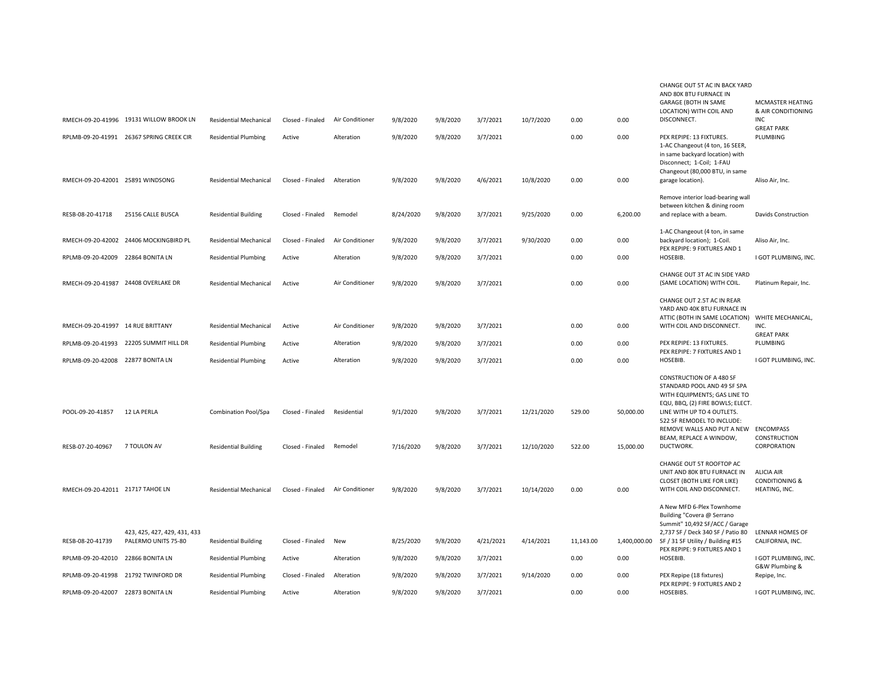| | | | | | | | | | | | | |
|---|---|---|---|---|---|---|---|---|---|---|---|---|
| RMECH-09-20-41996 | 19131 WILLOW BROOK LN | Residential Mechanical | Closed - Finaled | Air Conditioner | 9/8/2020 | 9/8/2020 | 3/7/2021 | 10/7/2020 | 0.00 | 0.00 | CHANGE OUT 5T AC IN BACK YARD AND 80K BTU FURNACE IN GARAGE (BOTH IN SAME LOCATION) WITH COIL AND DISCONNECT. | MCMASTER HEATING & AIR CONDITIONING INC |
| RPLMB-09-20-41991 | 26367 SPRING CREEK CIR | Residential Plumbing | Active | Alteration | 9/8/2020 | 9/8/2020 | 3/7/2021 | | 0.00 | 0.00 | PEX REPIPE: 13 FIXTURES. | GREAT PARK PLUMBING |
| RMECH-09-20-42001 | 25891 WINDSONG | Residential Mechanical | Closed - Finaled | Alteration | 9/8/2020 | 9/8/2020 | 4/6/2021 | 10/8/2020 | 0.00 | 0.00 | 1-AC Changeout (4 ton, 16 SEER, in same backyard location) with Disconnect; 1-Coil; 1-FAU Changeout (80,000 BTU, in same garage location). | Aliso Air, Inc. |
| RESB-08-20-41718 | 25156 CALLE BUSCA | Residential Building | Closed - Finaled | Remodel | 8/24/2020 | 9/8/2020 | 3/7/2021 | 9/25/2020 | 0.00 | 6,200.00 | Remove interior load-bearing wall between kitchen & dining room and replace with a beam. | Davids Construction |
| RMECH-09-20-42002 | 24406 MOCKINGBIRD PL | Residential Mechanical | Closed - Finaled | Air Conditioner | 9/8/2020 | 9/8/2020 | 3/7/2021 | 9/30/2020 | 0.00 | 0.00 | 1-AC Changeout (4 ton, in same backyard location); 1-Coil. | Aliso Air, Inc. |
| RPLMB-09-20-42009 | 22864 BONITA LN | Residential Plumbing | Active | Alteration | 9/8/2020 | 9/8/2020 | 3/7/2021 | | 0.00 | 0.00 | PEX REPIPE: 9 FIXTURES AND 1 HOSEBIB. | I GOT PLUMBING, INC. |
| RMECH-09-20-41987 | 24408 OVERLAKE DR | Residential Mechanical | Active | Air Conditioner | 9/8/2020 | 9/8/2020 | 3/7/2021 | | 0.00 | 0.00 | CHANGE OUT 3T AC IN SIDE YARD (SAME LOCATION) WITH COIL. | Platinum Repair, Inc. |
| RMECH-09-20-41997 | 14 RUE BRITTANY | Residential Mechanical | Active | Air Conditioner | 9/8/2020 | 9/8/2020 | 3/7/2021 | | 0.00 | 0.00 | CHANGE OUT 2.5T AC IN REAR YARD AND 40K BTU FURNACE IN ATTIC (BOTH IN SAME LOCATION) WITH COIL AND DISCONNECT. | WHITE MECHANICAL, INC. |
| RPLMB-09-20-41993 | 22205 SUMMIT HILL DR | Residential Plumbing | Active | Alteration | 9/8/2020 | 9/8/2020 | 3/7/2021 | | 0.00 | 0.00 | PEX REPIPE: 13 FIXTURES. | GREAT PARK PLUMBING |
| RPLMB-09-20-42008 | 22877 BONITA LN | Residential Plumbing | Active | Alteration | 9/8/2020 | 9/8/2020 | 3/7/2021 | | 0.00 | 0.00 | PEX REPIPE: 7 FIXTURES AND 1 HOSEBIB. | I GOT PLUMBING, INC. |
| POOL-09-20-41857 | 12 LA PERLA | Combination Pool/Spa | Closed - Finaled | Residential | 9/1/2020 | 9/8/2020 | 3/7/2021 | 12/21/2020 | 529.00 | 50,000.00 | CONSTRUCTION OF A 480 SF STANDARD POOL AND 49 SF SPA WITH EQUIPMENTS; GAS LINE TO EQU, BBQ, (2) FIRE BOWLS; ELECT. LINE WITH UP TO 4 OUTLETS. | |
| RESB-07-20-40967 | 7 TOULON AV | Residential Building | Closed - Finaled | Remodel | 7/16/2020 | 9/8/2020 | 3/7/2021 | 12/10/2020 | 522.00 | 15,000.00 | 522 SF REMODEL TO INCLUDE: REMOVE WALLS AND PUT A NEW BEAM, REPLACE A WINDOW, DUCTWORK. | ENCOMPASS CONSTRUCTION CORPORATION |
| RMECH-09-20-42011 | 21717 TAHOE LN | Residential Mechanical | Closed - Finaled | Air Conditioner | 9/8/2020 | 9/8/2020 | 3/7/2021 | 10/14/2020 | 0.00 | 0.00 | CHANGE OUT 5T ROOFTOP AC UNIT AND 80K BTU FURNACE IN CLOSET (BOTH LIKE FOR LIKE) WITH COIL AND DISCONNECT. | ALICIA AIR CONDITIONING & HEATING, INC. |
| RESB-08-20-41739 | 423, 425, 427, 429, 431, 433 PALERMO UNITS 75-80 | Residential Building | Closed - Finaled | New | 8/25/2020 | 9/8/2020 | 4/21/2021 | 4/14/2021 | 11,143.00 | 1,400,000.00 | A New MFD 6-Plex Townhome Building "Covera @ Serrano Summit" 10,492 SF/ACC / Garage 2,737 SF / Deck 340 SF / Patio 80 SF / 31 SF Utility / Building #15 | LENNAR HOMES OF CALIFORNIA, INC. |
| RPLMB-09-20-42010 | 22866 BONITA LN | Residential Plumbing | Active | Alteration | 9/8/2020 | 9/8/2020 | 3/7/2021 | | 0.00 | 0.00 | PEX REPIPE: 9 FIXTURES AND 1 HOSEBIB. | I GOT PLUMBING, INC. |
| RPLMB-09-20-41998 | 21792 TWINFORD DR | Residential Plumbing | Closed - Finaled | Alteration | 9/8/2020 | 9/8/2020 | 3/7/2021 | 9/14/2020 | 0.00 | 0.00 | PEX Repipe (18 fixtures) | G&W Plumbing & Repipe, Inc. |
| RPLMB-09-20-42007 | 22873 BONITA LN | Residential Plumbing | Active | Alteration | 9/8/2020 | 9/8/2020 | 3/7/2021 | | 0.00 | 0.00 | PEX REPIPE: 9 FIXTURES AND 2 HOSEBIBS. | I GOT PLUMBING, INC. |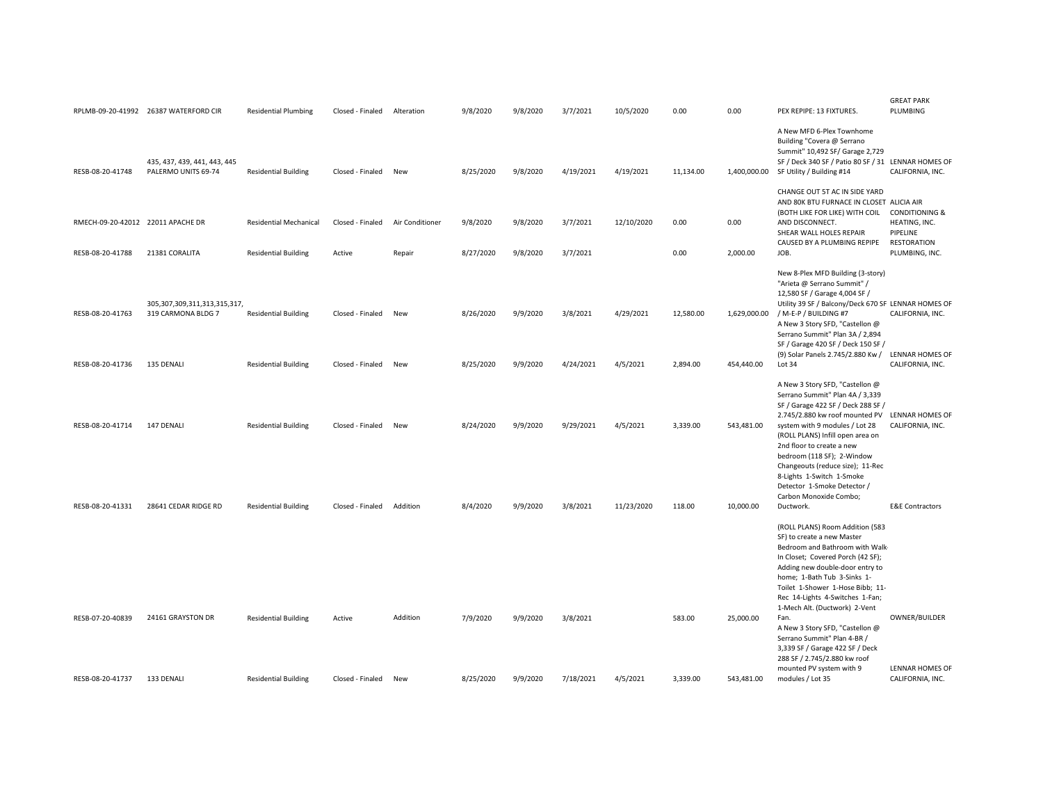| | | | | | | | | | | | | |
|---|---|---|---|---|---|---|---|---|---|---|---|---|
| RPLMB-09-20-41992 | 26387 WATERFORD CIR | Residential Plumbing | Closed - Finaled | Alteration | 9/8/2020 | 9/8/2020 | 3/7/2021 | 10/5/2020 | 0.00 | 0.00 | PEX REPIPE: 13 FIXTURES. | GREAT PARK PLUMBING |
| RESB-08-20-41748 | 435, 437, 439, 441, 443, 445 PALERMO UNITS 69-74 | Residential Building | Closed - Finaled | New | 8/25/2020 | 9/8/2020 | 4/19/2021 | 4/19/2021 | 11,134.00 | 1,400,000.00 | A New MFD 6-Plex Townhome Building "Covera @ Serrano Summit" 10,492 SF/ Garage 2,729 SF / Deck 340 SF / Patio 80 SF / 31 SF Utility / Building #14 | LENNAR HOMES OF CALIFORNIA, INC. |
| RMECH-09-20-42012 | 22011 APACHE DR | Residential Mechanical | Closed - Finaled | Air Conditioner | 9/8/2020 | 9/8/2020 | 3/7/2021 | 12/10/2020 | 0.00 | 0.00 | CHANGE OUT 5T AC IN SIDE YARD AND 80K BTU FURNACE IN CLOSET (BOTH LIKE FOR LIKE) WITH COIL AND DISCONNECT. | ALICIA AIR CONDITIONING & HEATING, INC. |
| RESB-08-20-41788 | 21381 CORALITA | Residential Building | Active | Repair | 8/27/2020 | 9/8/2020 | 3/7/2021 | | 0.00 | 2,000.00 | SHEAR WALL HOLES REPAIR CAUSED BY A PLUMBING REPIPE JOB. | PIPELINE RESTORATION PLUMBING, INC. |
| RESB-08-20-41763 | 305,307,309,311,313,315,317, 319 CARMONA BLDG 7 | Residential Building | Closed - Finaled | New | 8/26/2020 | 9/9/2020 | 3/8/2021 | 4/29/2021 | 12,580.00 | 1,629,000.00 | New 8-Plex MFD Building (3-story) "Arieta @ Serrano Summit" / 12,580 SF / Garage 4,004 SF / Utility 39 SF / Balcony/Deck 670 SF / M-E-P / BUILDING #7 | LENNAR HOMES OF CALIFORNIA, INC. |
| RESB-08-20-41736 | 135 DENALI | Residential Building | Closed - Finaled | New | 8/25/2020 | 9/9/2020 | 4/24/2021 | 4/5/2021 | 2,894.00 | 454,440.00 | A New 3 Story SFD, "Castellon @ Serrano Summit" Plan 3A / 2,894 SF / Garage 420 SF / Deck 150 SF / (9) Solar Panels 2.745/2.880 Kw / Lot 34 | LENNAR HOMES OF CALIFORNIA, INC. |
| RESB-08-20-41714 | 147 DENALI | Residential Building | Closed - Finaled | New | 8/24/2020 | 9/9/2020 | 9/29/2021 | 4/5/2021 | 3,339.00 | 543,481.00 | A New 3 Story SFD, "Castellon @ Serrano Summit" Plan 4A / 3,339 SF / Garage 422 SF / Deck 288 SF / 2.745/2.880 kw roof mounted PV system with 9 modules / Lot 28 | LENNAR HOMES OF CALIFORNIA, INC. |
| RESB-08-20-41331 | 28641 CEDAR RIDGE RD | Residential Building | Closed - Finaled | Addition | 8/4/2020 | 9/9/2020 | 3/8/2021 | 11/23/2020 | 118.00 | 10,000.00 | (ROLL PLANS) Infill open area on 2nd floor to create a new bedroom (118 SF); 2-Window Changeouts (reduce size); 11-Rec 8-Lights 1-Switch 1-Smoke Detector 1-Smoke Detector / Carbon Monoxide Combo; Ductwork. | E&E Contractors |
| RESB-07-20-40839 | 24161 GRAYSTON DR | Residential Building | Active | Addition | 7/9/2020 | 9/9/2020 | 3/8/2021 | | 583.00 | 25,000.00 | (ROLL PLANS) Room Addition (583 SF) to create a new Master Bedroom and Bathroom with Walk-In Closet; Covered Porch (42 SF); Adding new double-door entry to home; 1-Bath Tub 3-Sinks 1-Toilet 1-Shower 1-Hose Bibb; 11-Rec 14-Lights 4-Switches 1-Fan; 1-Mech Alt. (Ductwork) 2-Vent Fan. | OWNER/BUILDER |
| RESB-08-20-41737 | 133 DENALI | Residential Building | Closed - Finaled | New | 8/25/2020 | 9/9/2020 | 7/18/2021 | 4/5/2021 | 3,339.00 | 543,481.00 | A New 3 Story SFD, "Castellon @ Serrano Summit" Plan 4-BR / 3,339 SF / Garage 422 SF / Deck 288 SF / 2.745/2.880 kw roof mounted PV system with 9 modules / Lot 35 | LENNAR HOMES OF CALIFORNIA, INC. |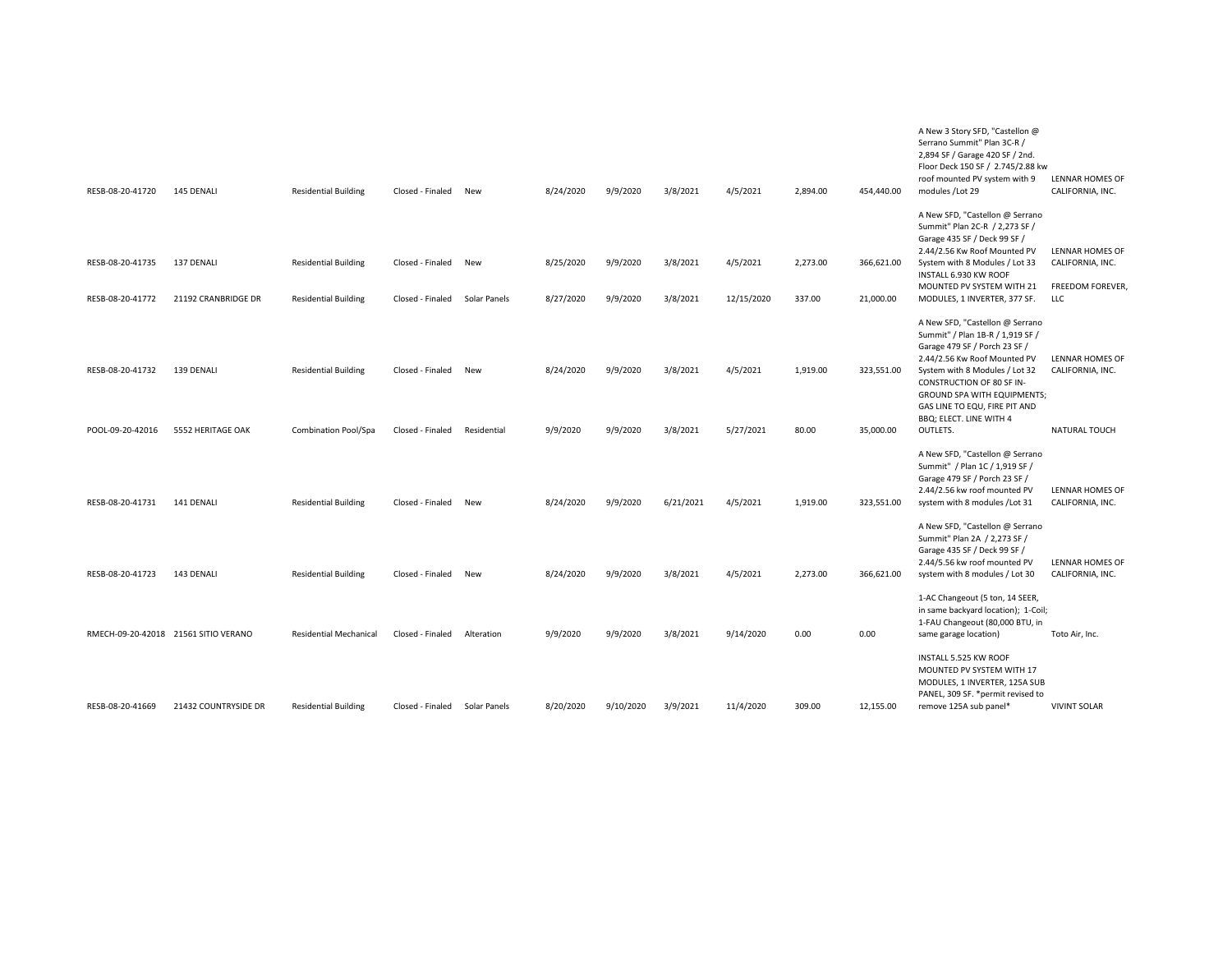| | | | | | | | | | | | | |
|---|---|---|---|---|---|---|---|---|---|---|---|---|
| RESB-08-20-41720 | 145 DENALI | Residential Building | Closed - Finaled | New | 8/24/2020 | 9/9/2020 | 3/8/2021 | 4/5/2021 | 2,894.00 | 454,440.00 | A New 3 Story SFD, "Castellon @ Serrano Summit" Plan 3C-R / 2,894 SF / Garage 420 SF / 2nd. Floor Deck 150 SF / 2.745/2.88 kw roof mounted PV system with 9 modules /Lot 29 | LENNAR HOMES OF CALIFORNIA, INC. |
| RESB-08-20-41735 | 137 DENALI | Residential Building | Closed - Finaled | New | 8/25/2020 | 9/9/2020 | 3/8/2021 | 4/5/2021 | 2,273.00 | 366,621.00 | A New SFD, "Castellon @ Serrano Summit" Plan 2C-R / 2,273 SF / Garage 435 SF / Deck 99 SF / 2.44/2.56 Kw Roof Mounted PV System with 8 Modules / Lot 33 | LENNAR HOMES OF CALIFORNIA, INC. |
| RESB-08-20-41772 | 21192 CRANBRIDGE DR | Residential Building | Closed - Finaled | Solar Panels | 8/27/2020 | 9/9/2020 | 3/8/2021 | 12/15/2020 | 337.00 | 21,000.00 | INSTALL 6.930 KW ROOF MOUNTED PV SYSTEM WITH 21 MODULES, 1 INVERTER, 377 SF. | FREEDOM FOREVER, LLC |
| RESB-08-20-41732 | 139 DENALI | Residential Building | Closed - Finaled | New | 8/24/2020 | 9/9/2020 | 3/8/2021 | 4/5/2021 | 1,919.00 | 323,551.00 | A New SFD, "Castellon @ Serrano Summit" / Plan 1B-R / 1,919 SF / Garage 479 SF / Porch 23 SF / 2.44/2.56 Kw Roof Mounted PV System with 8 Modules / Lot 32 | LENNAR HOMES OF CALIFORNIA, INC. |
| POOL-09-20-42016 | 5552 HERITAGE OAK | Combination Pool/Spa | Closed - Finaled | Residential | 9/9/2020 | 9/9/2020 | 3/8/2021 | 5/27/2021 | 80.00 | 35,000.00 | CONSTRUCTION OF 80 SF IN-GROUND SPA WITH EQUIPMENTS; GAS LINE TO EQU, FIRE PIT AND BBQ; ELECT. LINE WITH 4 OUTLETS. | NATURAL TOUCH |
| RESB-08-20-41731 | 141 DENALI | Residential Building | Closed - Finaled | New | 8/24/2020 | 9/9/2020 | 6/21/2021 | 4/5/2021 | 1,919.00 | 323,551.00 | A New SFD, "Castellon @ Serrano Summit" / Plan 1C / 1,919 SF / Garage 479 SF / Porch 23 SF / 2.44/2.56 kw roof mounted PV system with 8 modules /Lot 31 | LENNAR HOMES OF CALIFORNIA, INC. |
| RESB-08-20-41723 | 143 DENALI | Residential Building | Closed - Finaled | New | 8/24/2020 | 9/9/2020 | 3/8/2021 | 4/5/2021 | 2,273.00 | 366,621.00 | A New SFD, "Castellon @ Serrano Summit" Plan 2A / 2,273 SF / Garage 435 SF / Deck 99 SF / 2.44/5.56 kw roof mounted PV system with 8 modules / Lot 30 | LENNAR HOMES OF CALIFORNIA, INC. |
| RMECH-09-20-42018 | 21561 SITIO VERANO | Residential Mechanical | Closed - Finaled | Alteration | 9/9/2020 | 9/9/2020 | 3/8/2021 | 9/14/2020 | 0.00 | 0.00 | 1-AC Changeout (5 ton, 14 SEER, in same backyard location); 1-Coil; 1-FAU Changeout (80,000 BTU, in same garage location) | Toto Air, Inc. |
| RESB-08-20-41669 | 21432 COUNTRYSIDE DR | Residential Building | Closed - Finaled | Solar Panels | 8/20/2020 | 9/10/2020 | 3/9/2021 | 11/4/2020 | 309.00 | 12,155.00 | INSTALL 5.525 KW ROOF MOUNTED PV SYSTEM WITH 17 MODULES, 1 INVERTER, 125A SUB PANEL, 309 SF. *permit revised to remove 125A sub panel* | VIVINT SOLAR |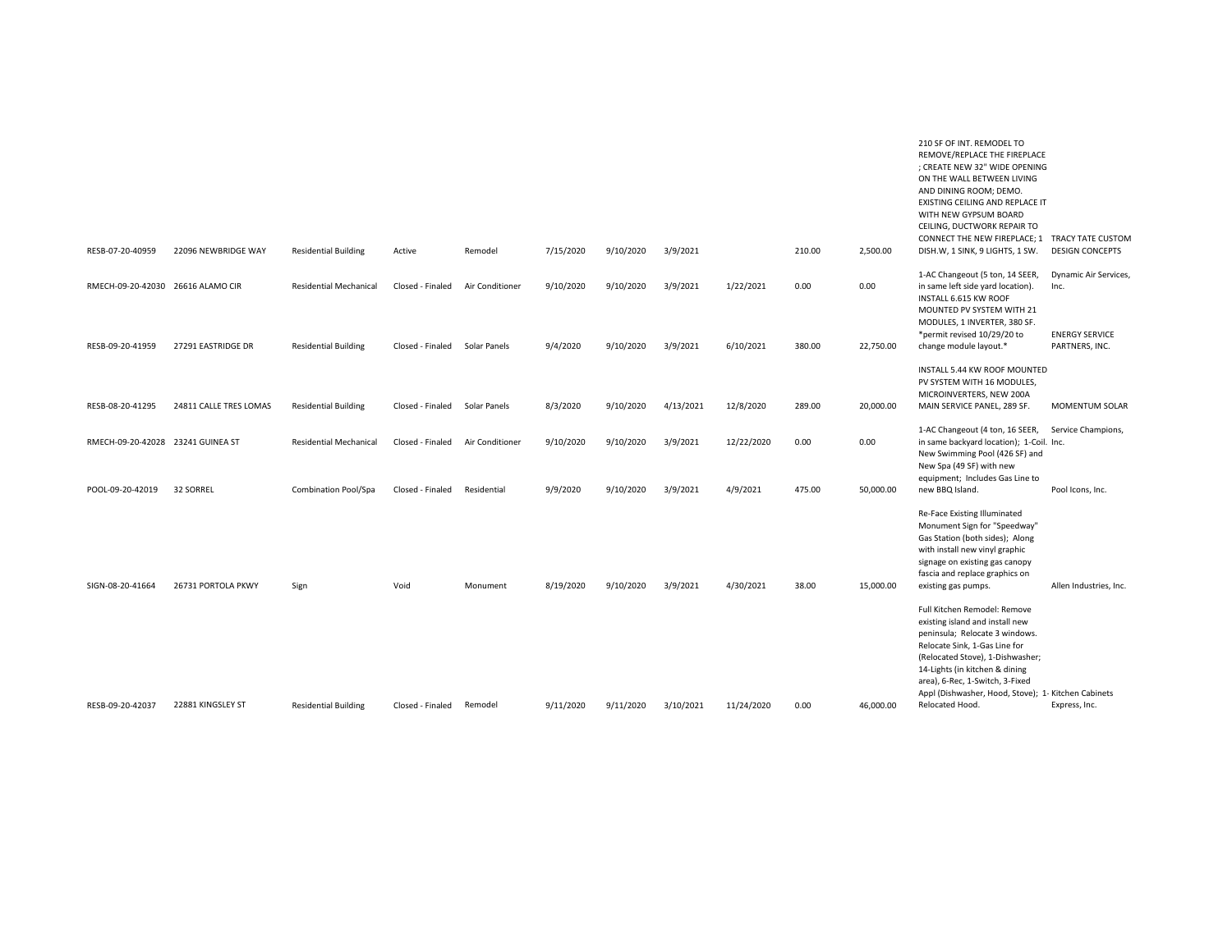| | | | | | | | | | | | | |
|---|---|---|---|---|---|---|---|---|---|---|---|---|
| RESB-07-20-40959 | 22096 NEWBRIDGE WAY | Residential Building | Active | Remodel | 7/15/2020 | 9/10/2020 | 3/9/2021 | | 210.00 | 2,500.00 | 210 SF OF INT. REMODEL TO REMOVE/REPLACE THE FIREPLACE ; CREATE NEW 32" WIDE OPENING ON THE WALL BETWEEN LIVING AND DINING ROOM; DEMO. EXISTING CEILING AND REPLACE IT WITH NEW GYPSUM BOARD CEILING, DUCTWORK REPAIR TO CONNECT THE NEW FIREPLACE; 1 DISH.W, 1 SINK, 9 LIGHTS, 1 SW. | TRACY TATE CUSTOM DESIGN CONCEPTS |
| RMECH-09-20-42030 | 26616 ALAMO CIR | Residential Mechanical | Closed - Finaled | Air Conditioner | 9/10/2020 | 9/10/2020 | 3/9/2021 | 1/22/2021 | 0.00 | 0.00 | 1-AC Changeout (5 ton, 14 SEER, in same left side yard location). | Dynamic Air Services, Inc. |
| RESB-09-20-41959 | 27291 EASTRIDGE DR | Residential Building | Closed - Finaled | Solar Panels | 9/4/2020 | 9/10/2020 | 3/9/2021 | 6/10/2021 | 380.00 | 22,750.00 | INSTALL 6.615 KW ROOF MOUNTED PV SYSTEM WITH 21 MODULES, 1 INVERTER, 380 SF. *permit revised 10/29/20 to change module layout.* | ENERGY SERVICE PARTNERS, INC. |
| RESB-08-20-41295 | 24811 CALLE TRES LOMAS | Residential Building | Closed - Finaled | Solar Panels | 8/3/2020 | 9/10/2020 | 4/13/2021 | 12/8/2020 | 289.00 | 20,000.00 | INSTALL 5.44 KW ROOF MOUNTED PV SYSTEM WITH 16 MODULES, MICROINVERTERS, NEW 200A MAIN SERVICE PANEL, 289 SF. | MOMENTUM SOLAR |
| RMECH-09-20-42028 | 23241 GUINEA ST | Residential Mechanical | Closed - Finaled | Air Conditioner | 9/10/2020 | 9/10/2020 | 3/9/2021 | 12/22/2020 | 0.00 | 0.00 | 1-AC Changeout (4 ton, 16 SEER, in same backyard location); 1-Coil. | Service Champions, Inc. |
| POOL-09-20-42019 | 32 SORREL | Combination Pool/Spa | Closed - Finaled | Residential | 9/9/2020 | 9/10/2020 | 3/9/2021 | 4/9/2021 | 475.00 | 50,000.00 | New Swimming Pool (426 SF) and New Spa (49 SF) with new equipment; Includes Gas Line to new BBQ Island. | Pool Icons, Inc. |
| SIGN-08-20-41664 | 26731 PORTOLA PKWY | Sign | Void | Monument | 8/19/2020 | 9/10/2020 | 3/9/2021 | 4/30/2021 | 38.00 | 15,000.00 | Re-Face Existing Illuminated Monument Sign for "Speedway" Gas Station (both sides); Along with install new vinyl graphic signage on existing gas canopy fascia and replace graphics on existing gas pumps. | Allen Industries, Inc. |
| RESB-09-20-42037 | 22881 KINGSLEY ST | Residential Building | Closed - Finaled | Remodel | 9/11/2020 | 9/11/2020 | 3/10/2021 | 11/24/2020 | 0.00 | 46,000.00 | Full Kitchen Remodel: Remove existing island and install new peninsula; Relocate 3 windows. Relocate Sink, 1-Gas Line for (Relocated Stove), 1-Dishwasher; 14-Lights (in kitchen & dining area), 6-Rec, 1-Switch, 3-Fixed Appl (Dishwasher, Hood, Stove); 1-Relocated Hood. | Kitchen Cabinets Express, Inc. |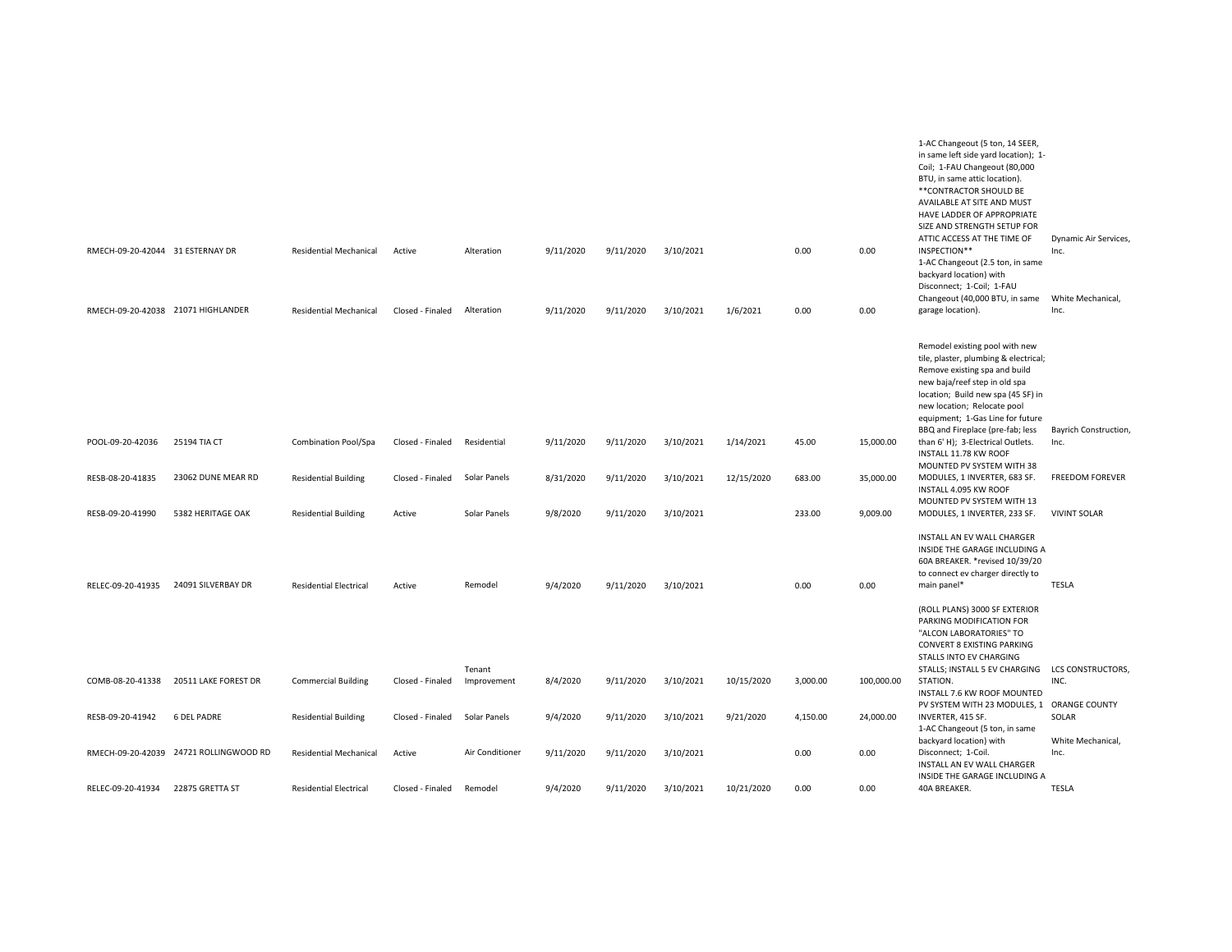| | | | | | | | | | | | | |
|---|---|---|---|---|---|---|---|---|---|---|---|---|
| RMECH-09-20-42044 | 31 ESTERNAY DR | Residential Mechanical | Active | Alteration | 9/11/2020 | 9/11/2020 | 3/10/2021 | | 0.00 | 0.00 | 1-AC Changeout (5 ton, 14 SEER, in same left side yard location); 1-Coil; 1-FAU Changeout (80,000 BTU, in same attic location). **CONTRACTOR SHOULD BE AVAILABLE AT SITE AND MUST HAVE LADDER OF APPROPRIATE SIZE AND STRENGTH SETUP FOR ATTIC ACCESS AT THE TIME OF INSPECTION** | Dynamic Air Services, Inc. |
| RMECH-09-20-42038 | 21071 HIGHLANDER | Residential Mechanical | Closed - Finaled | Alteration | 9/11/2020 | 9/11/2020 | 3/10/2021 | 1/6/2021 | 0.00 | 0.00 | 1-AC Changeout (2.5 ton, in same backyard location) with Disconnect; 1-Coil; 1-FAU Changeout (40,000 BTU, in same garage location). | White Mechanical, Inc. |
| POOL-09-20-42036 | 25194 TIA CT | Combination Pool/Spa | Closed - Finaled | Residential | 9/11/2020 | 9/11/2020 | 3/10/2021 | 1/14/2021 | 45.00 | 15,000.00 | Remodel existing pool with new tile, plaster, plumbing & electrical; Remove existing spa and build new baja/reef step in old spa location; Build new spa (45 SF) in new location; Relocate pool equipment; 1-Gas Line for future BBQ and Fireplace (pre-fab; less than 6' H); 3-Electrical Outlets. | Bayrich Construction, Inc. |
| RESB-08-20-41835 | 23062 DUNE MEAR RD | Residential Building | Closed - Finaled | Solar Panels | 8/31/2020 | 9/11/2020 | 3/10/2021 | 12/15/2020 | 683.00 | 35,000.00 | INSTALL 11.78 KW ROOF MOUNTED PV SYSTEM WITH 38 MODULES, 1 INVERTER, 683 SF. | FREEDOM FOREVER |
| RESB-09-20-41990 | 5382 HERITAGE OAK | Residential Building | Active | Solar Panels | 9/8/2020 | 9/11/2020 | 3/10/2021 | | 233.00 | 9,009.00 | INSTALL 4.095 KW ROOF MOUNTED PV SYSTEM WITH 13 MODULES, 1 INVERTER, 233 SF. | VIVINT SOLAR |
| RELEC-09-20-41935 | 24091 SILVERBAY DR | Residential Electrical | Active | Remodel | 9/4/2020 | 9/11/2020 | 3/10/2021 | | 0.00 | 0.00 | INSTALL AN EV WALL CHARGER INSIDE THE GARAGE INCLUDING A 60A BREAKER. *revised 10/39/20 to connect ev charger directly to main panel* | TESLA |
| COMB-08-20-41338 | 20511 LAKE FOREST DR | Commercial Building | Closed - Finaled | Tenant Improvement | 8/4/2020 | 9/11/2020 | 3/10/2021 | 10/15/2020 | 3,000.00 | 100,000.00 | (ROLL PLANS) 3000 SF EXTERIOR PARKING MODIFICATION FOR "ALCON LABORATORIES" TO CONVERT 8 EXISTING PARKING STALLS INTO EV CHARGING STALLS; INSTALL 5 EV CHARGING STATION. | LCS CONSTRUCTORS, INC. |
| RESB-09-20-41942 | 6 DEL PADRE | Residential Building | Closed - Finaled | Solar Panels | 9/4/2020 | 9/11/2020 | 3/10/2021 | 9/21/2020 | 4,150.00 | 24,000.00 | INSTALL 7.6 KW ROOF MOUNTED PV SYSTEM WITH 23 MODULES, 1 INVERTER, 415 SF. | ORANGE COUNTY SOLAR |
| RMECH-09-20-42039 | 24721 ROLLINGWOOD RD | Residential Mechanical | Active | Air Conditioner | 9/11/2020 | 9/11/2020 | 3/10/2021 | | 0.00 | 0.00 | 1-AC Changeout (5 ton, in same backyard location) with Disconnect; 1-Coil. | White Mechanical, Inc. |
| RELEC-09-20-41934 | 22875 GRETTA ST | Residential Electrical | Closed - Finaled | Remodel | 9/4/2020 | 9/11/2020 | 3/10/2021 | 10/21/2020 | 0.00 | 0.00 | INSTALL AN EV WALL CHARGER INSIDE THE GARAGE INCLUDING A 40A BREAKER. | TESLA |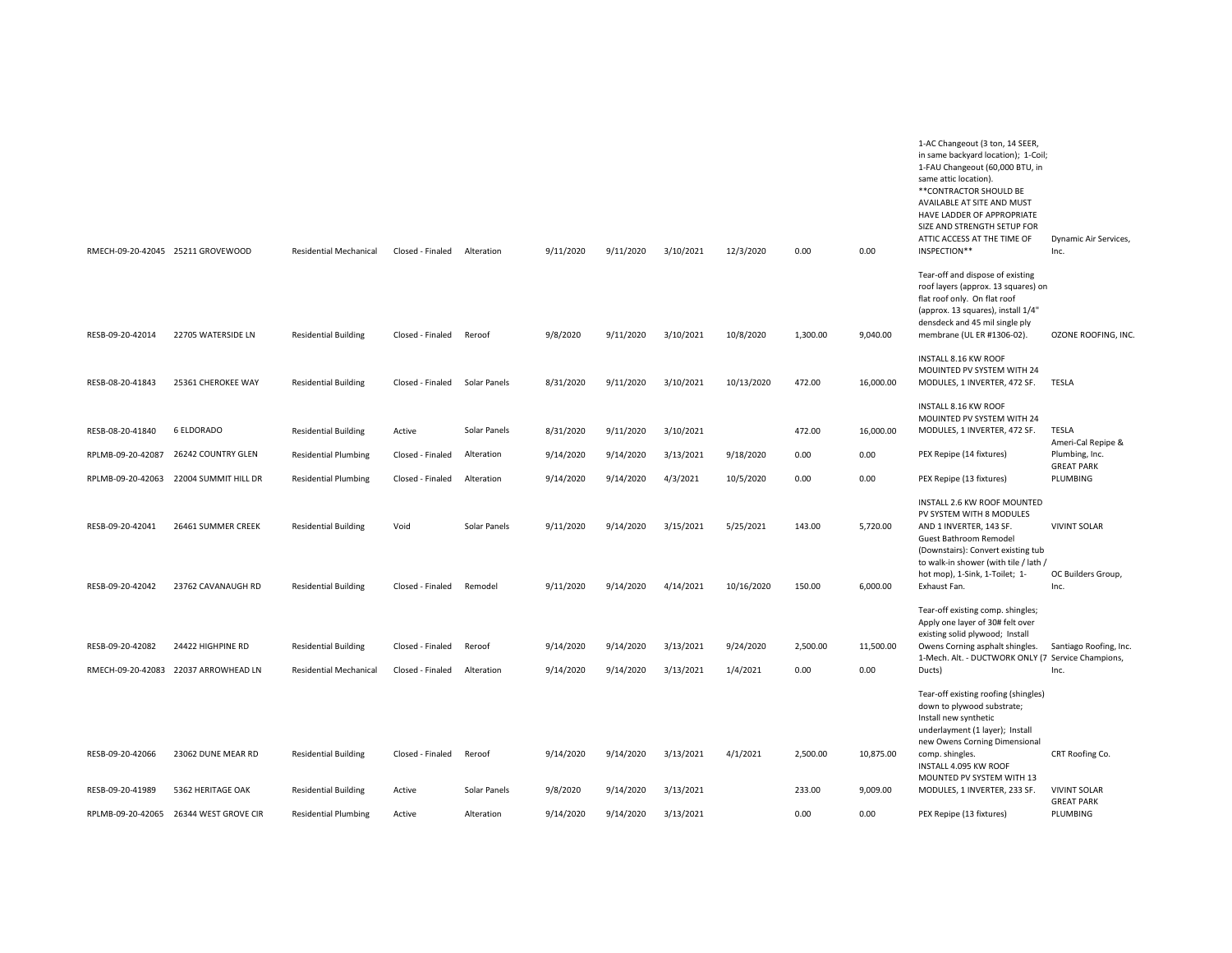| | | | | | | | | | | | | |
|---|---|---|---|---|---|---|---|---|---|---|---|---|
| RMECH-09-20-42045 | 25211 GROVEWOOD | Residential Mechanical | Closed - Finaled | Alteration | 9/11/2020 | 9/11/2020 | 3/10/2021 | 12/3/2020 | 0.00 | 0.00 | 1-AC Changeout (3 ton, 14 SEER, in same backyard location); 1-Coil; 1-FAU Changeout (60,000 BTU, in same attic location). **CONTRACTOR SHOULD BE AVAILABLE AT SITE AND MUST HAVE LADDER OF APPROPRIATE SIZE AND STRENGTH SETUP FOR ATTIC ACCESS AT THE TIME OF INSPECTION** | Dynamic Air Services, Inc. |
| RESB-09-20-42014 | 22705 WATERSIDE LN | Residential Building | Closed - Finaled | Reroof | 9/8/2020 | 9/11/2020 | 3/10/2021 | 10/8/2020 | 1,300.00 | 9,040.00 | Tear-off and dispose of existing roof layers (approx. 13 squares) on flat roof only. On flat roof (approx. 13 squares), install 1/4" densdeck and 45 mil single ply membrane (UL ER #1306-02). | OZONE ROOFING, INC. |
| RESB-08-20-41843 | 25361 CHEROKEE WAY | Residential Building | Closed - Finaled | Solar Panels | 8/31/2020 | 9/11/2020 | 3/10/2021 | 10/13/2020 | 472.00 | 16,000.00 | INSTALL 8.16 KW ROOF MOUINTED PV SYSTEM WITH 24 MODULES, 1 INVERTER, 472 SF. | TESLA |
| RESB-08-20-41840 | 6 ELDORADO | Residential Building | Active | Solar Panels | 8/31/2020 | 9/11/2020 | 3/10/2021 | | 472.00 | 16,000.00 | INSTALL 8.16 KW ROOF MOUINTED PV SYSTEM WITH 24 MODULES, 1 INVERTER, 472 SF. | TESLA |
| RPLMB-09-20-42087 | 26242 COUNTRY GLEN | Residential Plumbing | Closed - Finaled | Alteration | 9/14/2020 | 9/14/2020 | 3/13/2021 | 9/18/2020 | 0.00 | 0.00 | PEX Repipe (14 fixtures) | Ameri-Cal Repipe & Plumbing, Inc. |
| RPLMB-09-20-42063 | 22004 SUMMIT HILL DR | Residential Plumbing | Closed - Finaled | Alteration | 9/14/2020 | 9/14/2020 | 4/3/2021 | 10/5/2020 | 0.00 | 0.00 | PEX Repipe (13 fixtures) | GREAT PARK PLUMBING |
| RESB-09-20-42041 | 26461 SUMMER CREEK | Residential Building | Void | Solar Panels | 9/11/2020 | 9/14/2020 | 3/15/2021 | 5/25/2021 | 143.00 | 5,720.00 | INSTALL 2.6 KW ROOF MOUNTED PV SYSTEM WITH 8 MODULES AND 1 INVERTER, 143 SF. | VIVINT SOLAR |
| RESB-09-20-42042 | 23762 CAVANAUGH RD | Residential Building | Closed - Finaled | Remodel | 9/11/2020 | 9/14/2020 | 4/14/2021 | 10/16/2020 | 150.00 | 6,000.00 | Guest Bathroom Remodel (Downstairs): Convert existing tub to walk-in shower (with tile / lath / hot mop), 1-Sink, 1-Toilet; 1-Exhaust Fan. | OC Builders Group, Inc. |
| RESB-09-20-42082 | 24422 HIGHPINE RD | Residential Building | Closed - Finaled | Reroof | 9/14/2020 | 9/14/2020 | 3/13/2021 | 9/24/2020 | 2,500.00 | 11,500.00 | Tear-off existing comp. shingles; Apply one layer of 30# felt over existing solid plywood; Install Owens Corning asphalt shingles. | Santiago Roofing, Inc. |
| RMECH-09-20-42083 | 22037 ARROWHEAD LN | Residential Mechanical | Closed - Finaled | Alteration | 9/14/2020 | 9/14/2020 | 3/13/2021 | 1/4/2021 | 0.00 | 0.00 | 1-Mech. Alt. - DUCTWORK ONLY (7 Ducts) | Service Champions, Inc. |
| RESB-09-20-42066 | 23062 DUNE MEAR RD | Residential Building | Closed - Finaled | Reroof | 9/14/2020 | 9/14/2020 | 3/13/2021 | 4/1/2021 | 2,500.00 | 10,875.00 | Tear-off existing roofing (shingles) down to plywood substrate; Install new synthetic underlayment (1 layer); Install new Owens Corning Dimensional comp. shingles. | CRT Roofing Co. |
| RESB-09-20-41989 | 5362 HERITAGE OAK | Residential Building | Active | Solar Panels | 9/8/2020 | 9/14/2020 | 3/13/2021 | | 233.00 | 9,009.00 | INSTALL 4.095 KW ROOF MOUNTED PV SYSTEM WITH 13 MODULES, 1 INVERTER, 233 SF. | VIVINT SOLAR |
| RPLMB-09-20-42065 | 26344 WEST GROVE CIR | Residential Plumbing | Active | Alteration | 9/14/2020 | 9/14/2020 | 3/13/2021 | | 0.00 | 0.00 | PEX Repipe (13 fixtures) | GREAT PARK PLUMBING |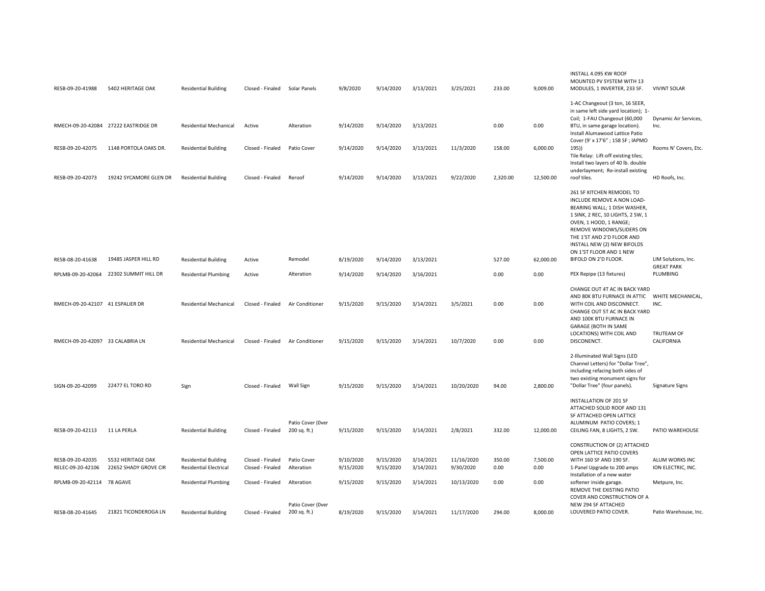| | | | | | | | | | | | | |
|---|---|---|---|---|---|---|---|---|---|---|---|---|
| RESB-09-20-41988 | 5402 HERITAGE OAK | Residential Building | Closed - Finaled | Solar Panels | 9/8/2020 | 9/14/2020 | 3/13/2021 | 3/25/2021 | 233.00 | 9,009.00 | INSTALL 4.095 KW ROOF MOUNTED PV SYSTEM WITH 13 MODULES, 1 INVERTER, 233 SF. | VIVINT SOLAR |
| RMECH-09-20-42084 | 27222 EASTRIDGE DR | Residential Mechanical | Active | Alteration | 9/14/2020 | 9/14/2020 | 3/13/2021 | | 0.00 | 0.00 | 1-AC Changeout (3 ton, 16 SEER, in same left side yard location); 1-Coil; 1-FAU Changeout (60,000 BTU, in same garage location). | Dynamic Air Services, Inc. |
| RESB-09-20-42075 | 1148 PORTOLA OAKS DR. | Residential Building | Closed - Finaled | Patio Cover | 9/14/2020 | 9/14/2020 | 3/13/2021 | 11/3/2020 | 158.00 | 6,000.00 | Install Alumawood Lattice Patio Cover (9' x 17'6" ; 158 SF ; IAPMO 195)) | Rooms N' Covers, Etc. |
| RESB-09-20-42073 | 19242 SYCAMORE GLEN DR | Residential Building | Closed - Finaled | Reroof | 9/14/2020 | 9/14/2020 | 3/13/2021 | 9/22/2020 | 2,320.00 | 12,500.00 | Tile Relay: Lift-off existing tiles; Install two layers of 40 lb. double underlayment; Re-install existing roof tiles. | HD Roofs, Inc. |
| RESB-08-20-41638 | 19485 JASPER HILL RD | Residential Building | Active | Remodel | 8/19/2020 | 9/14/2020 | 3/13/2021 | | 527.00 | 62,000.00 | 261 SF KITCHEN REMODEL TO INCLUDE REMOVE A NON LOAD-BEARING WALL; 1 DISH WASHER, 1 SINK, 2 REC, 10 LIGHTS, 2 SW, 1 OVEN, 1 HOOD, 1 RANGE; REMOVE WINDOWS/SLIDERS ON THE 1'ST AND 2'D FLOOR AND INSTALL NEW (2) NEW BIFOLDS ON 1'ST FLOOR AND 1 NEW BIFOLD ON 2'D FLOOR. | LIM Solutions, Inc. |
| RPLMB-09-20-42064 | 22302 SUMMIT HILL DR | Residential Plumbing | Active | Alteration | 9/14/2020 | 9/14/2020 | 3/16/2021 | | 0.00 | 0.00 | PEX Repipe (13 fixtures) | GREAT PARK PLUMBING |
| RMECH-09-20-42107 | 41 ESPALIER DR | Residential Mechanical | Closed - Finaled | Air Conditioner | 9/15/2020 | 9/15/2020 | 3/14/2021 | 3/5/2021 | 0.00 | 0.00 | CHANGE OUT 4T AC IN BACK YARD AND 80K BTU FURNACE IN ATTIC WITH COIL AND DISCONNECT. | WHITE MECHANICAL, INC. |
| RMECH-09-20-42097 | 33 CALABRIA LN | Residential Mechanical | Closed - Finaled | Air Conditioner | 9/15/2020 | 9/15/2020 | 3/14/2021 | 10/7/2020 | 0.00 | 0.00 | CHANGE OUT 5T AC IN BACK YARD AND 100K BTU FURNACE IN GARAGE (BOTH IN SAME LOCATIONS) WITH COIL AND DISCONENCT. | TRUTEAM OF CALIFORNIA |
| SIGN-09-20-42099 | 22477 EL TORO RD | Sign | Closed - Finaled | Wall Sign | 9/15/2020 | 9/15/2020 | 3/14/2021 | 10/20/2020 | 94.00 | 2,800.00 | 2-Illuminated Wall Signs (LED Channel Letters) for "Dollar Tree", including refacing both sides of two existing monument signs for "Dollar Tree" (four panels). | Signature Signs |
| RESB-09-20-42113 | 11 LA PERLA | Residential Building | Closed - Finaled | Patio Cover (0ver 200 sq. ft.) | 9/15/2020 | 9/15/2020 | 3/14/2021 | 2/8/2021 | 332.00 | 12,000.00 | INSTALLATION OF 201 SF ATTACHED SOLID ROOF AND 131 SF ATTACHED OPEN LATTICE ALUMINUM PATIO COVERS; 1 CEILING FAN, 8 LIGHTS, 2 SW. | PATIO WAREHOUSE |
| RESB-09-20-42035 | 5532 HERITAGE OAK | Residential Building | Closed - Finaled | Patio Cover | 9/10/2020 | 9/15/2020 | 3/14/2021 | 11/16/2020 | 350.00 | 7,500.00 | CONSTRUCTION OF (2) ATTACHED OPEN LATTICE PATIO COVERS WITH 160 SF AND 190 SF. | ALUM WORKS INC |
| RELEC-09-20-42106 | 22652 SHADY GROVE CIR | Residential Electrical | Closed - Finaled | Alteration | 9/15/2020 | 9/15/2020 | 3/14/2021 | 9/30/2020 | 0.00 | 0.00 | 1-Panel Upgrade to 200 amps | ION ELECTRIC, INC. |
| RPLMB-09-20-42114 | 78 AGAVE | Residential Plumbing | Closed - Finaled | Alteration | 9/15/2020 | 9/15/2020 | 3/14/2021 | 10/13/2020 | 0.00 | 0.00 | Installation of a new water softener inside garage. | Metpure, Inc. |
| RESB-08-20-41645 | 21821 TICONDEROGA LN | Residential Building | Closed - Finaled | Patio Cover (0ver 200 sq. ft.) | 8/19/2020 | 9/15/2020 | 3/14/2021 | 11/17/2020 | 294.00 | 8,000.00 | REMOVE THE EXISTING PATIO COVER AND CONSTRUCTION OF A NEW 294 SF ATTACHED LOUVERED PATIO COVER. | Patio Warehouse, Inc. |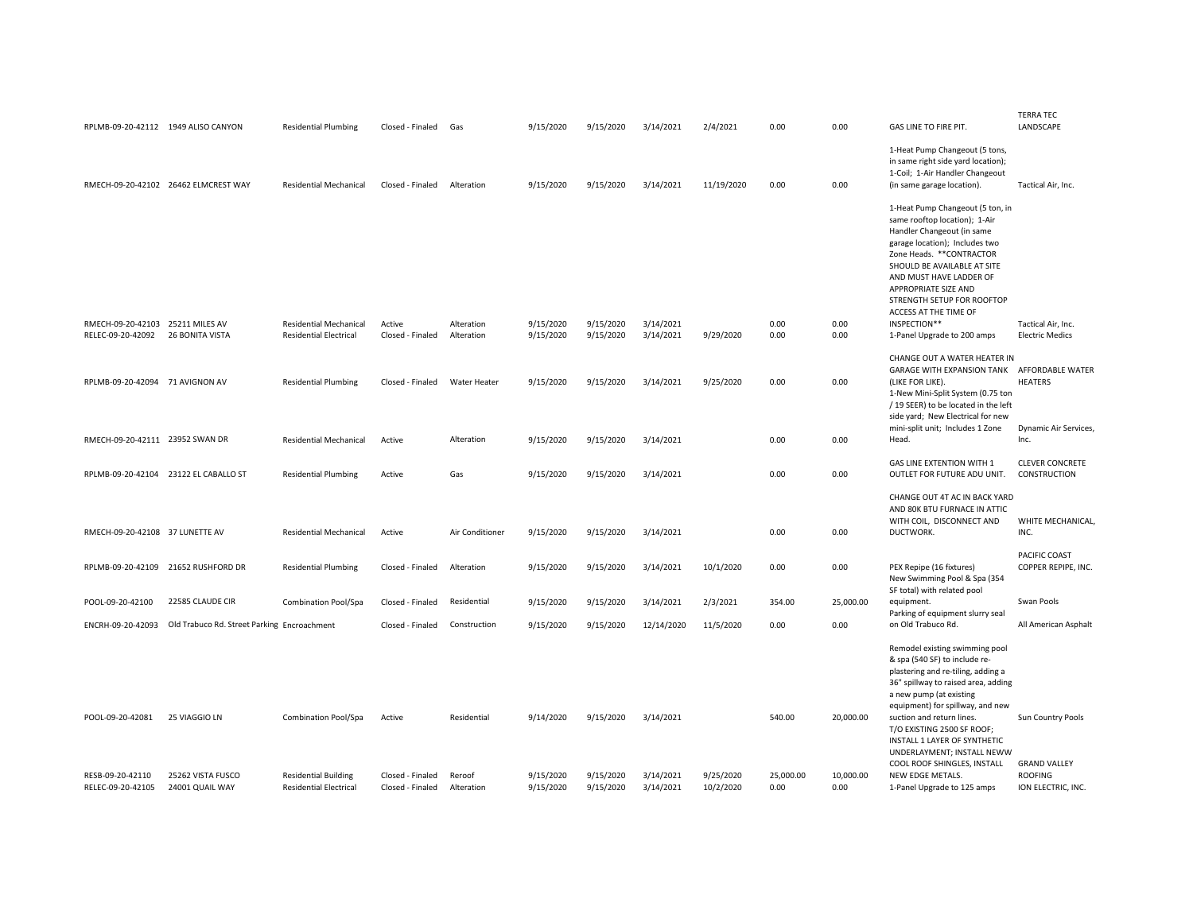| | | | | | | | | | | | | |
|---|---|---|---|---|---|---|---|---|---|---|---|---|
| RPLMB-09-20-42112 | 1949 ALISO CANYON | Residential Plumbing | Closed - Finaled | Gas | 9/15/2020 | 9/15/2020 | 3/14/2021 | 2/4/2021 | 0.00 | 0.00 | GAS LINE TO FIRE PIT. | TERRA TEC LANDSCAPE |
| RMECH-09-20-42102 | 26462 ELMCREST WAY | Residential Mechanical | Closed - Finaled | Alteration | 9/15/2020 | 9/15/2020 | 3/14/2021 | 11/19/2020 | 0.00 | 0.00 | 1-Heat Pump Changeout (5 tons, in same right side yard location); 1-Coil; 1-Air Handler Changeout (in same garage location). | Tactical Air, Inc. |
| RMECH-09-20-42103 | 25211 MILES AV | Residential Mechanical | Active | Alteration | 9/15/2020 | 9/15/2020 | 3/14/2021 | | 0.00 | 0.00 | 1-Heat Pump Changeout (5 ton, in same rooftop location); 1-Air Handler Changeout (in same garage location); Includes two Zone Heads. **CONTRACTOR SHOULD BE AVAILABLE AT SITE AND MUST HAVE LADDER OF APPROPRIATE SIZE AND STRENGTH SETUP FOR ROOFTOP ACCESS AT THE TIME OF INSPECTION** | Tactical Air, Inc. |
| RELEC-09-20-42092 | 26 BONITA VISTA | Residential Electrical | Closed - Finaled | Alteration | 9/15/2020 | 9/15/2020 | 3/14/2021 | 9/29/2020 | 0.00 | 0.00 | 1-Panel Upgrade to 200 amps | Electric Medics |
| RPLMB-09-20-42094 | 71 AVIGNON AV | Residential Plumbing | Closed - Finaled | Water Heater | 9/15/2020 | 9/15/2020 | 3/14/2021 | 9/25/2020 | 0.00 | 0.00 | CHANGE OUT A WATER HEATER IN GARAGE WITH EXPANSION TANK (LIKE FOR LIKE). | AFFORDABLE WATER HEATERS |
| RMECH-09-20-42111 | 23952 SWAN DR | Residential Mechanical | Active | Alteration | 9/15/2020 | 9/15/2020 | 3/14/2021 | | 0.00 | 0.00 | 1-New Mini-Split System (0.75 ton / 19 SEER) to be located in the left side yard; New Electrical for new mini-split unit; Includes 1 Zone Head. | Dynamic Air Services, Inc. |
| RPLMB-09-20-42104 | 23122 EL CABALLO ST | Residential Plumbing | Active | Gas | 9/15/2020 | 9/15/2020 | 3/14/2021 | | 0.00 | 0.00 | GAS LINE EXTENTION WITH 1 OUTLET FOR FUTURE ADU UNIT. | CLEVER CONCRETE CONSTRUCTION |
| RMECH-09-20-42108 | 37 LUNETTE AV | Residential Mechanical | Active | Air Conditioner | 9/15/2020 | 9/15/2020 | 3/14/2021 | | 0.00 | 0.00 | CHANGE OUT 4T AC IN BACK YARD AND 80K BTU FURNACE IN ATTIC WITH COIL, DISCONNECT AND DUCTWORK. | WHITE MECHANICAL, INC. |
| RPLMB-09-20-42109 | 21652 RUSHFORD DR | Residential Plumbing | Closed - Finaled | Alteration | 9/15/2020 | 9/15/2020 | 3/14/2021 | 10/1/2020 | 0.00 | 0.00 | PEX Repipe (16 fixtures) | PACIFIC COAST COPPER REPIPE, INC. |
| POOL-09-20-42100 | 22585 CLAUDE CIR | Combination Pool/Spa | Closed - Finaled | Residential | 9/15/2020 | 9/15/2020 | 3/14/2021 | 2/3/2021 | 354.00 | 25,000.00 | New Swimming Pool & Spa (354 SF total) with related pool equipment. | Swan Pools |
| ENCRH-09-20-42093 | Old Trabuco Rd. Street Parking | Encroachment | Closed - Finaled | Construction | 9/15/2020 | 9/15/2020 | 12/14/2020 | 11/5/2020 | 0.00 | 0.00 | Parking of equipment slurry seal on Old Trabuco Rd. | All American Asphalt |
| POOL-09-20-42081 | 25 VIAGGIO LN | Combination Pool/Spa | Active | Residential | 9/14/2020 | 9/15/2020 | 3/14/2021 | | 540.00 | 20,000.00 | Remodel existing swimming pool & spa (540 SF) to include re-plastering and re-tiling, adding a 36" spillway to raised area, adding a new pump (at existing equipment) for spillway, and new suction and return lines. | Sun Country Pools |
| RESB-09-20-42110 | 25262 VISTA FUSCO | Residential Building | Closed - Finaled | Reroof | 9/15/2020 | 9/15/2020 | 3/14/2021 | 9/25/2020 | 25,000.00 | 10,000.00 | T/O EXISTING 2500 SF ROOF; INSTALL 1 LAYER OF SYNTHETIC UNDERLAYMENT; INSTALL NEWW COOL ROOF SHINGLES, INSTALL NEW EDGE METALS. | GRAND VALLEY ROOFING |
| RELEC-09-20-42105 | 24001 QUAIL WAY | Residential Electrical | Closed - Finaled | Alteration | 9/15/2020 | 9/15/2020 | 3/14/2021 | 10/2/2020 | 0.00 | 0.00 | 1-Panel Upgrade to 125 amps | ION ELECTRIC, INC. |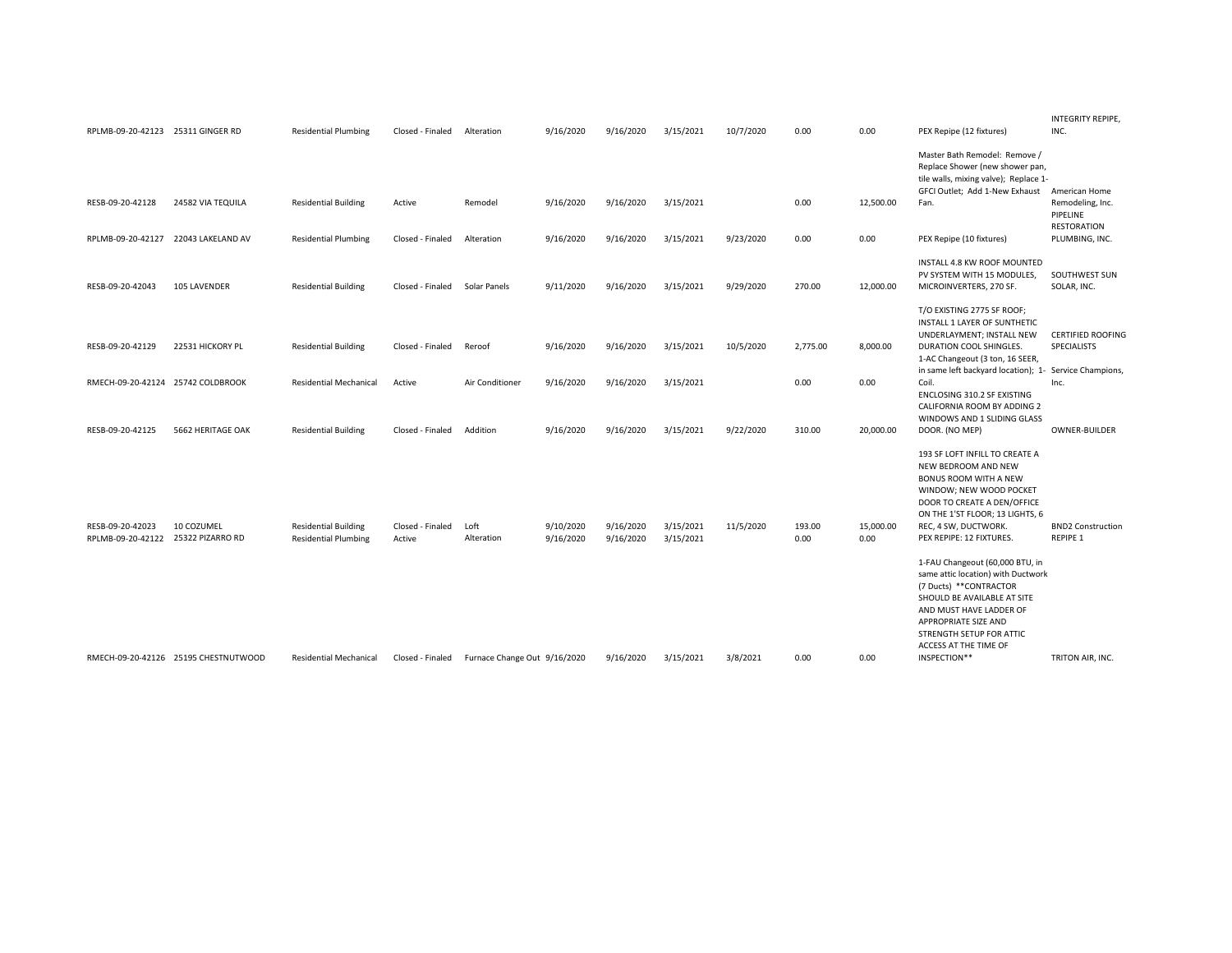| | | | | | | | | | | | | |
|---|---|---|---|---|---|---|---|---|---|---|---|---|
| RPLMB-09-20-42123 | 25311 GINGER RD | Residential Plumbing | Closed - Finaled | Alteration | 9/16/2020 | 9/16/2020 | 3/15/2021 | 10/7/2020 | 0.00 | 0.00 | PEX Repipe (12 fixtures) | INTEGRITY REPIPE, INC. |
| RESB-09-20-42128 | 24582 VIA TEQUILA | Residential Building | Active | Remodel | 9/16/2020 | 9/16/2020 | 3/15/2021 | | 0.00 | 12,500.00 | Master Bath Remodel: Remove / Replace Shower (new shower pan, tile walls, mixing valve); Replace 1-GFCI Outlet; Add 1-New Exhaust Fan. | American Home Remodeling, Inc. |
| RPLMB-09-20-42127 | 22043 LAKELAND AV | Residential Plumbing | Closed - Finaled | Alteration | 9/16/2020 | 9/16/2020 | 3/15/2021 | 9/23/2020 | 0.00 | 0.00 | PEX Repipe (10 fixtures) | PIPELINE RESTORATION PLUMBING, INC. |
| RESB-09-20-42043 | 105 LAVENDER | Residential Building | Closed - Finaled | Solar Panels | 9/11/2020 | 9/16/2020 | 3/15/2021 | 9/29/2020 | 270.00 | 12,000.00 | INSTALL 4.8 KW ROOF MOUNTED PV SYSTEM WITH 15 MODULES, MICROINVERTERS, 270 SF. | SOUTHWEST SUN SOLAR, INC. |
| RESB-09-20-42129 | 22531 HICKORY PL | Residential Building | Closed - Finaled | Reroof | 9/16/2020 | 9/16/2020 | 3/15/2021 | 10/5/2020 | 2,775.00 | 8,000.00 | T/O EXISTING 2775 SF ROOF; INSTALL 1 LAYER OF SUNTHETIC UNDERLAYMENT; INSTALL NEW DURATION COOL SHINGLES. | CERTIFIED ROOFING SPECIALISTS |
| RMECH-09-20-42124 | 25742 COLDBROOK | Residential Mechanical | Active | Air Conditioner | 9/16/2020 | 9/16/2020 | 3/15/2021 | | 0.00 | 0.00 | 1-AC Changeout (3 ton, 16 SEER, in same left backyard location); 1-Coil. | Service Champions, Inc. |
| RESB-09-20-42125 | 5662 HERITAGE OAK | Residential Building | Closed - Finaled | Addition | 9/16/2020 | 9/16/2020 | 3/15/2021 | 9/22/2020 | 310.00 | 20,000.00 | ENCLOSING 310.2 SF EXISTING CALIFORNIA ROOM BY ADDING 2 WINDOWS AND 1 SLIDING GLASS DOOR. (NO MEP) | OWNER-BUILDER |
| RESB-09-20-42023 | 10 COZUMEL | Residential Building | Closed - Finaled | Loft | 9/10/2020 | 9/16/2020 | 3/15/2021 | 11/5/2020 | 193.00 | 15,000.00 | 193 SF LOFT INFILL TO CREATE A NEW BEDROOM AND NEW BONUS ROOM WITH A NEW WINDOW; NEW WOOD POCKET DOOR TO CREATE A DEN/OFFICE ON THE 1'ST FLOOR; 13 LIGHTS, 6 REC, 4 SW, DUCTWORK. | BND2 Construction |
| RPLMB-09-20-42122 | 25322 PIZARRO RD | Residential Plumbing | Active | Alteration | 9/16/2020 | 9/16/2020 | 3/15/2021 | | 0.00 | 0.00 | PEX REPIPE: 12 FIXTURES. | REPIPE 1 |
| RMECH-09-20-42126 | 25195 CHESTNUTWOOD | Residential Mechanical | Closed - Finaled | Furnace Change Out | 9/16/2020 | 9/16/2020 | 3/15/2021 | 3/8/2021 | 0.00 | 0.00 | 1-FAU Changeout (60,000 BTU, in same attic location) with Ductwork (7 Ducts) **CONTRACTOR SHOULD BE AVAILABLE AT SITE AND MUST HAVE LADDER OF APPROPRIATE SIZE AND STRENGTH SETUP FOR ATTIC ACCESS AT THE TIME OF INSPECTION** | TRITON AIR, INC. |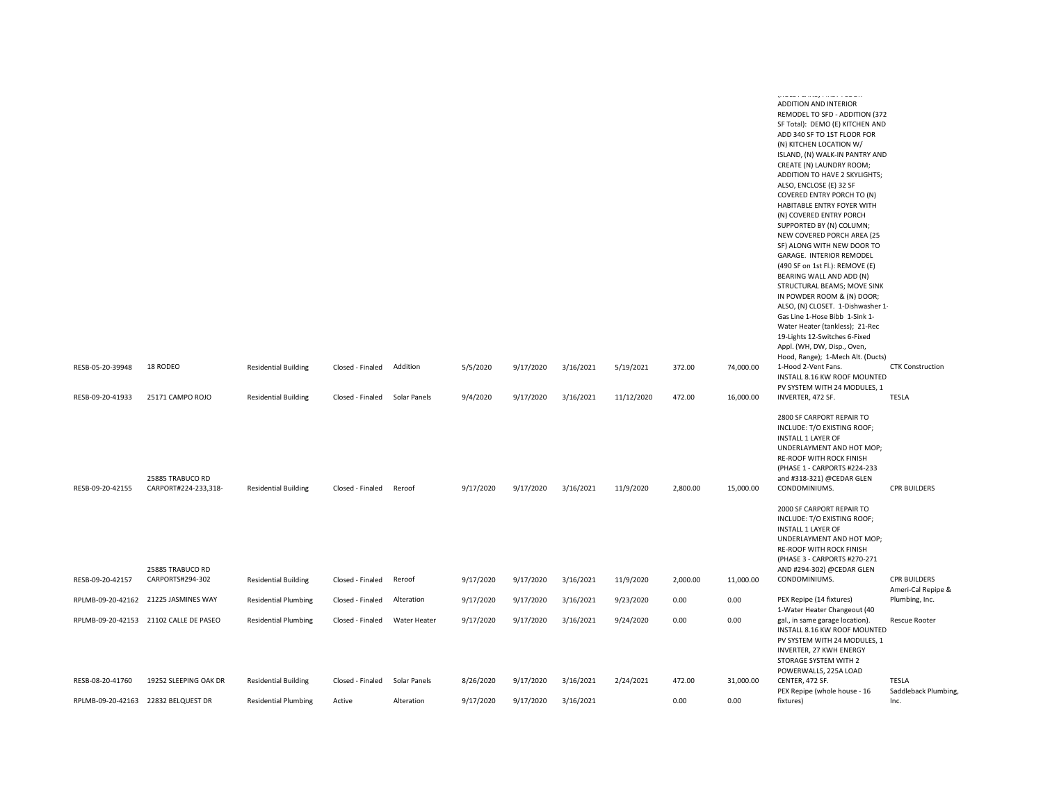| | | | | | | | | | | | | |
|---|---|---|---|---|---|---|---|---|---|---|---|---|
| RESB-05-20-39948 | 18 RODEO | Residential Building | Closed - Finaled | Addition | 5/5/2020 | 9/17/2020 | 3/16/2021 | 5/19/2021 | 372.00 | 74,000.00 | ADDITION AND INTERIOR REMODEL TO SFD - ADDITION (372 SF Total): DEMO (E) KITCHEN AND ADD 340 SF TO 1ST FLOOR FOR (N) KITCHEN LOCATION W/ ISLAND, (N) WALK-IN PANTRY AND CREATE (N) LAUNDRY ROOM; ADDITION TO HAVE 2 SKYLIGHTS; ALSO, ENCLOSE (E) 32 SF COVERED ENTRY PORCH TO (N) HABITABLE ENTRY FOYER WITH (N) COVERED ENTRY PORCH SUPPORTED BY (N) COLUMN; NEW COVERED PORCH AREA (25 SF) ALONG WITH NEW DOOR TO GARAGE. INTERIOR REMODEL (490 SF on 1st Fl.): REMOVE (E) BEARING WALL AND ADD (N) STRUCTURAL BEAMS; MOVE SINK IN POWDER ROOM & (N) DOOR; ALSO, (N) CLOSET. 1-Dishwasher 1-Gas Line 1-Hose Bibb 1-Sink 1-Water Heater (tankless); 21-Rec 19-Lights 12-Switches 6-Fixed Appl. (WH, DW, Disp., Oven, Hood, Range); 1-Mech Alt. (Ducts) 1-Hood 2-Vent Fans. | CTK Construction |
| RESB-09-20-41933 | 25171 CAMPO ROJO | Residential Building | Closed - Finaled | Solar Panels | 9/4/2020 | 9/17/2020 | 3/16/2021 | 11/12/2020 | 472.00 | 16,000.00 | INSTALL 8.16 KW ROOF MOUNTED PV SYSTEM WITH 24 MODULES, 1 INVERTER, 472 SF. | TESLA |
| RESB-09-20-42155 | 25885 TRABUCO RD CARPORT#224-233,318- | Residential Building | Closed - Finaled | Reroof | 9/17/2020 | 9/17/2020 | 3/16/2021 | 11/9/2020 | 2,800.00 | 15,000.00 | 2800 SF CARPORT REPAIR TO INCLUDE: T/O EXISTING ROOF; INSTALL 1 LAYER OF UNDERLAYMENT AND HOT MOP; RE-ROOF WITH ROCK FINISH (PHASE 1 - CARPORTS #224-233 and #318-321) @CEDAR GLEN CONDOMINIUMS. | CPR BUILDERS |
| RESB-09-20-42157 | 25885 TRABUCO RD CARPORTS#294-302 | Residential Building | Closed - Finaled | Reroof | 9/17/2020 | 9/17/2020 | 3/16/2021 | 11/9/2020 | 2,000.00 | 11,000.00 | 2000 SF CARPORT REPAIR TO INCLUDE: T/O EXISTING ROOF; INSTALL 1 LAYER OF UNDERLAYMENT AND HOT MOP; RE-ROOF WITH ROCK FINISH (PHASE 3 - CARPORTS #270-271 AND #294-302) @CEDAR GLEN CONDOMINIUMS. | CPR BUILDERS |
| RPLMB-09-20-42162 | 21225 JASMINES WAY | Residential Plumbing | Closed - Finaled | Alteration | 9/17/2020 | 9/17/2020 | 3/16/2021 | 9/23/2020 | 0.00 | 0.00 | PEX Repipe (14 fixtures) | Ameri-Cal Repipe & Plumbing, Inc. |
| RPLMB-09-20-42153 | 21102 CALLE DE PASEO | Residential Plumbing | Closed - Finaled | Water Heater | 9/17/2020 | 9/17/2020 | 3/16/2021 | 9/24/2020 | 0.00 | 0.00 | 1-Water Heater Changeout (40 gal., in same garage location). | Rescue Rooter |
| RESB-08-20-41760 | 19252 SLEEPING OAK DR | Residential Building | Closed - Finaled | Solar Panels | 8/26/2020 | 9/17/2020 | 3/16/2021 | 2/24/2021 | 472.00 | 31,000.00 | INSTALL 8.16 KW ROOF MOUNTED PV SYSTEM WITH 24 MODULES, 1 INVERTER, 27 KWH ENERGY STORAGE SYSTEM WITH 2 POWERWALLS, 225A LOAD CENTER, 472 SF. | TESLA |
| RPLMB-09-20-42163 | 22832 BELQUEST DR | Residential Plumbing | Active | Alteration | 9/17/2020 | 9/17/2020 | 3/16/2021 | | 0.00 | 0.00 | PEX Repipe (whole house - 16 fixtures) | Saddleback Plumbing, Inc. |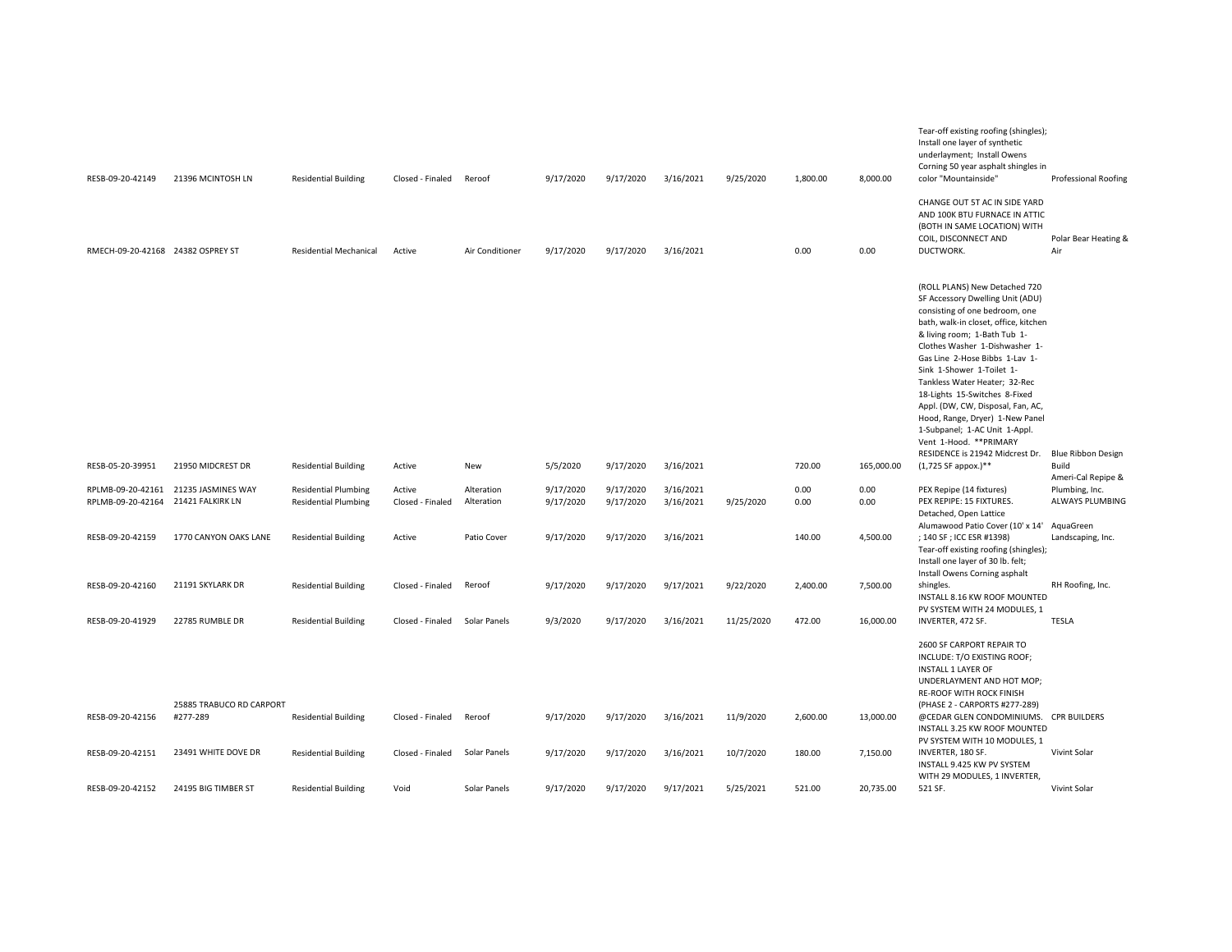| | | | | | | | | | | | | |
|---|---|---|---|---|---|---|---|---|---|---|---|---|
| RESB-09-20-42149 | 21396 MCINTOSH LN | Residential Building | Closed - Finaled | Reroof | 9/17/2020 | 9/17/2020 | 3/16/2021 | 9/25/2020 | 1,800.00 | 8,000.00 | Tear-off existing roofing (shingles); Install one layer of synthetic underlayment; Install Owens Corning 50 year asphalt shingles in color "Mountainside" | Professional Roofing |
| RMECH-09-20-42168 | 24382 OSPREY ST | Residential Mechanical | Active | Air Conditioner | 9/17/2020 | 9/17/2020 | 3/16/2021 | | 0.00 | 0.00 | CHANGE OUT 5T AC IN SIDE YARD AND 100K BTU FURNACE IN ATTIC (BOTH IN SAME LOCATION) WITH COIL, DISCONNECT AND DUCTWORK. | Polar Bear Heating & Air |
| RESB-05-20-39951 | 21950 MIDCREST DR | Residential Building | Active | New | 5/5/2020 | 9/17/2020 | 3/16/2021 | | 720.00 | 165,000.00 | (ROLL PLANS) New Detached 720 SF Accessory Dwelling Unit (ADU) consisting of one bedroom, one bath, walk-in closet, office, kitchen & living room; 1-Bath Tub 1-Clothes Washer 1-Dishwasher 1-Gas Line 2-Hose Bibbs 1-Lav 1-Sink 1-Shower 1-Toilet 1-Tankless Water Heater; 32-Rec 18-Lights 15-Switches 8-Fixed Appl. (DW, CW, Disposal, Fan, AC, Hood, Range, Dryer) 1-New Panel 1-Subpanel; 1-AC Unit 1-Appl. Vent 1-Hood. **PRIMARY RESIDENCE is 21942 Midcrest Dr. (1,725 SF appox.)** | Blue Ribbon Design Build |
| RPLMB-09-20-42161 | 21235 JASMINES WAY | Residential Plumbing | Active | Alteration | 9/17/2020 | 9/17/2020 | 3/16/2021 | | 0.00 | 0.00 | PEX Repipe (14 fixtures) | Ameri-Cal Repipe & Plumbing, Inc. |
| RPLMB-09-20-42164 | 21421 FALKIRK LN | Residential Plumbing | Closed - Finaled | Alteration | 9/17/2020 | 9/17/2020 | 3/16/2021 | 9/25/2020 | 0.00 | 0.00 | PEX REPIPE: 15 FIXTURES. | ALWAYS PLUMBING |
| RESB-09-20-42159 | 1770 CANYON OAKS LANE | Residential Building | Active | Patio Cover | 9/17/2020 | 9/17/2020 | 3/16/2021 | | 140.00 | 4,500.00 | Detached, Open Lattice Alumawood Patio Cover (10' x 14' ; 140 SF ; ICC ESR #1398) | AquaGreen Landscaping, Inc. |
| RESB-09-20-42160 | 21191 SKYLARK DR | Residential Building | Closed - Finaled | Reroof | 9/17/2020 | 9/17/2020 | 9/17/2021 | 9/22/2020 | 2,400.00 | 7,500.00 | Tear-off existing roofing (shingles); Install one layer of 30 lb. felt; Install Owens Corning asphalt shingles. | RH Roofing, Inc. |
| RESB-09-20-41929 | 22785 RUMBLE DR | Residential Building | Closed - Finaled | Solar Panels | 9/3/2020 | 9/17/2020 | 3/16/2021 | 11/25/2020 | 472.00 | 16,000.00 | INSTALL 8.16 KW ROOF MOUNTED PV SYSTEM WITH 24 MODULES, 1 INVERTER, 472 SF. | TESLA |
| RESB-09-20-42156 | 25885 TRABUCO RD CARPORT #277-289 | Residential Building | Closed - Finaled | Reroof | 9/17/2020 | 9/17/2020 | 3/16/2021 | 11/9/2020 | 2,600.00 | 13,000.00 | 2600 SF CARPORT REPAIR TO INCLUDE: T/O EXISTING ROOF; INSTALL 1 LAYER OF UNDERLAYMENT AND HOT MOP; RE-ROOF WITH ROCK FINISH (PHASE 2 - CARPORTS #277-289) @CEDAR GLEN CONDOMINIUMS. | CPR BUILDERS |
| RESB-09-20-42151 | 23491 WHITE DOVE DR | Residential Building | Closed - Finaled | Solar Panels | 9/17/2020 | 9/17/2020 | 3/16/2021 | 10/7/2020 | 180.00 | 7,150.00 | INSTALL 3.25 KW ROOF MOUNTED PV SYSTEM WITH 10 MODULES, 1 INVERTER, 180 SF. | Vivint Solar |
| RESB-09-20-42152 | 24195 BIG TIMBER ST | Residential Building | Void | Solar Panels | 9/17/2020 | 9/17/2020 | 9/17/2021 | 5/25/2021 | 521.00 | 20,735.00 | INSTALL 9.425 KW PV SYSTEM WITH 29 MODULES, 1 INVERTER, 521 SF. | Vivint Solar |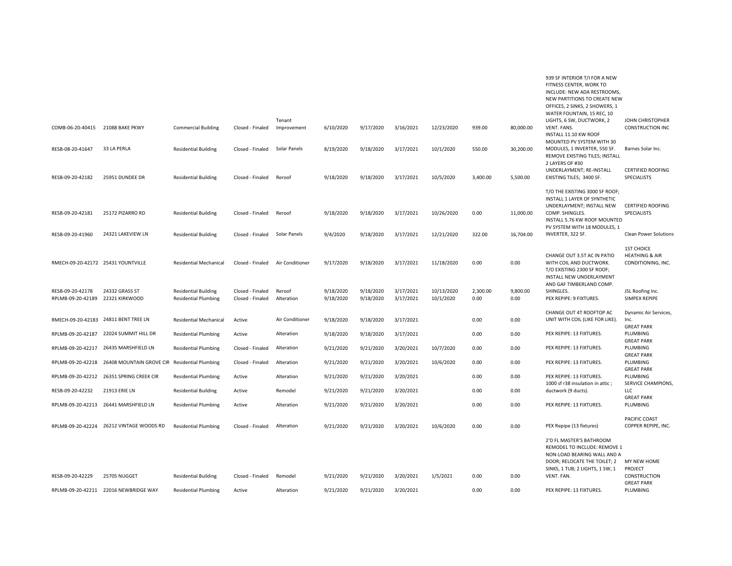| | | | | | | | | | | | | |
|---|---|---|---|---|---|---|---|---|---|---|---|---|
| COMB-06-20-40415 | 21088 BAKE PKWY | Commercial Building | Closed - Finaled | Tenant Improvement | 6/10/2020 | 9/17/2020 | 3/16/2021 | 12/23/2020 | 939.00 | 80,000.00 | 939 SF INTERIOR T/I FOR A NEW FITNESS CENTER, WORK TO INCLUDE: NEW ADA RESTROOMS, NEW PARTITIONS TO CREATE NEW OFFICES, 2 SINKS, 2 SHOWERS, 1 WATER FOUNTAIN, 15 REC, 10 LIGHTS, 6 SW, DUCTWORK, 2 VENT. FANS. | JOHN CHRISTOPHER CONSTRUCTION INC |
| RESB-08-20-41647 | 33 LA PERLA | Residential Building | Closed - Finaled | Solar Panels | 8/19/2020 | 9/18/2020 | 3/17/2021 | 10/1/2020 | 550.00 | 30,200.00 | INSTALL 11.10 KW ROOF MOUNTED PV SYSTEM WITH 30 MODULES, 1 INVERTER, 550 SF. | Barnes Solar Inc. |
| RESB-09-20-42182 | 25951 DUNDEE DR | Residential Building | Closed - Finaled | Reroof | 9/18/2020 | 9/18/2020 | 3/17/2021 | 10/5/2020 | 3,400.00 | 5,500.00 | REMOVE EXISTING TILES; INSTALL 2 LAYERS OF #30 UNDERLAYMENT; RE-INSTALL EXISTING TILES; 3400 SF. | CERTIFIED ROOFING SPECIALISTS |
| RESB-09-20-42181 | 25172 PIZARRO RD | Residential Building | Closed - Finaled | Reroof | 9/18/2020 | 9/18/2020 | 3/17/2021 | 10/26/2020 | 0.00 | 11,000.00 | T/O THE EXISTING 3000 SF ROOF; INSTALL 1 LAYER OF SYNTHETIC UNDERLAYMENT; INSTALL NEW COMP. SHINGLES. | CERTIFIED ROOFING SPECIALISTS |
| RESB-09-20-41960 | 24321 LAKEVIEW LN | Residential Building | Closed - Finaled | Solar Panels | 9/4/2020 | 9/18/2020 | 3/17/2021 | 12/21/2020 | 322.00 | 16,704.00 | INSTALL 5.76 KW ROOF MOUNTED PV SYSTEM WITH 18 MODULES, 1 INVERTER, 322 SF. | Clean Power Solutions |
| RMECH-09-20-42172 | 25431 YOUNTVILLE | Residential Mechanical | Closed - Finaled | Air Conditioner | 9/17/2020 | 9/18/2020 | 3/17/2021 | 11/18/2020 | 0.00 | 0.00 | CHANGE OUT 3.5T AC IN PATIO WITH COIL AND DUCTWORK. | 1ST CHOICE HEATHING & AIR CONDITIONING, INC. |
| RESB-09-20-42178 | 24332 GRASS ST | Residential Building | Closed - Finaled | Reroof | 9/18/2020 | 9/18/2020 | 3/17/2021 | 10/13/2020 | 2,300.00 | 9,800.00 | T/O EXISTING 2300 SF ROOF; INSTALL NEW UNDERLAYMENT AND GAF TIMBERLAND COMP. SHINGLES. | JSL Roofing Inc. |
| RPLMB-09-20-42189 | 22321 KIRKWOOD | Residential Plumbing | Closed - Finaled | Alteration | 9/18/2020 | 9/18/2020 | 3/17/2021 | 10/1/2020 | 0.00 | 0.00 | PEX REPIPE: 9 FIXTURES. | SIMPEX REPIPE |
| RMECH-09-20-42183 | 24811 BENT TREE LN | Residential Mechanical | Active | Air Conditioner | 9/18/2020 | 9/18/2020 | 3/17/2021 | | 0.00 | 0.00 | CHANGE OUT 4T ROOFTOP AC UNIT WITH COIL (LIKE FOR LIKE). | Dynamic Air Services, Inc. |
| RPLMB-09-20-42187 | 22024 SUMMIT HILL DR | Residential Plumbing | Active | Alteration | 9/18/2020 | 9/18/2020 | 3/17/2021 | | 0.00 | 0.00 | PEX REPIPE: 13 FIXTURES. | GREAT PARK PLUMBING |
| RPLMB-09-20-42217 | 26435 MARSHFIELD LN | Residential Plumbing | Closed - Finaled | Alteration | 9/21/2020 | 9/21/2020 | 3/20/2021 | 10/7/2020 | 0.00 | 0.00 | PEX REPIPE: 13 FIXTURES. | GREAT PARK PLUMBING |
| RPLMB-09-20-42218 | 26408 MOUNTAIN GROVE CIR | Residential Plumbing | Closed - Finaled | Alteration | 9/21/2020 | 9/21/2020 | 3/20/2021 | 10/6/2020 | 0.00 | 0.00 | PEX REPIPE: 13 FIXTURES. | GREAT PARK PLUMBING |
| RPLMB-09-20-42212 | 26351 SPRING CREEK CIR | Residential Plumbing | Active | Alteration | 9/21/2020 | 9/21/2020 | 3/20/2021 | | 0.00 | 0.00 | PEX REPIPE: 13 FIXTURES. | GREAT PARK PLUMBING |
| RESB-09-20-42232 | 21913 ERIE LN | Residential Building | Active | Remodel | 9/21/2020 | 9/21/2020 | 3/20/2021 | | 0.00 | 0.00 | 1000 sf r38 insulation in attic ; ductwork (9 ducts). | SERVICE CHAMPIONS, LLC |
| RPLMB-09-20-42213 | 26441 MARSHFIELD LN | Residential Plumbing | Active | Alteration | 9/21/2020 | 9/21/2020 | 3/20/2021 | | 0.00 | 0.00 | PEX REPIPE: 13 FIXTURES. | GREAT PARK PLUMBING |
| RPLMB-09-20-42224 | 26212 VINTAGE WOODS RD | Residential Plumbing | Closed - Finaled | Alteration | 9/21/2020 | 9/21/2020 | 3/20/2021 | 10/6/2020 | 0.00 | 0.00 | PEX Repipe (13 fixtures) | PACIFIC COAST COPPER REPIPE, INC. |
| RESB-09-20-42229 | 25705 NUGGET | Residential Building | Closed - Finaled | Remodel | 9/21/2020 | 9/21/2020 | 3/20/2021 | 1/5/2021 | 0.00 | 0.00 | 2'D FL MASTER'S BATHROOM REMODEL TO INCLUDE: REMOVE 1 NON-LOAD BEARING WALL AND A DOOR; RELOCATE THE TOILET; 2 SINKS, 1 TUB; 2 LIGHTS, 1 SW, 1 VENT. FAN. | MY NEW HOME PROJECT CONSTRUCTION |
| RPLMB-09-20-42211 | 22016 NEWBRIDGE WAY | Residential Plumbing | Active | Alteration | 9/21/2020 | 9/21/2020 | 3/20/2021 | | 0.00 | 0.00 | PEX REPIPE: 13 FIXTURES. | GREAT PARK PLUMBING |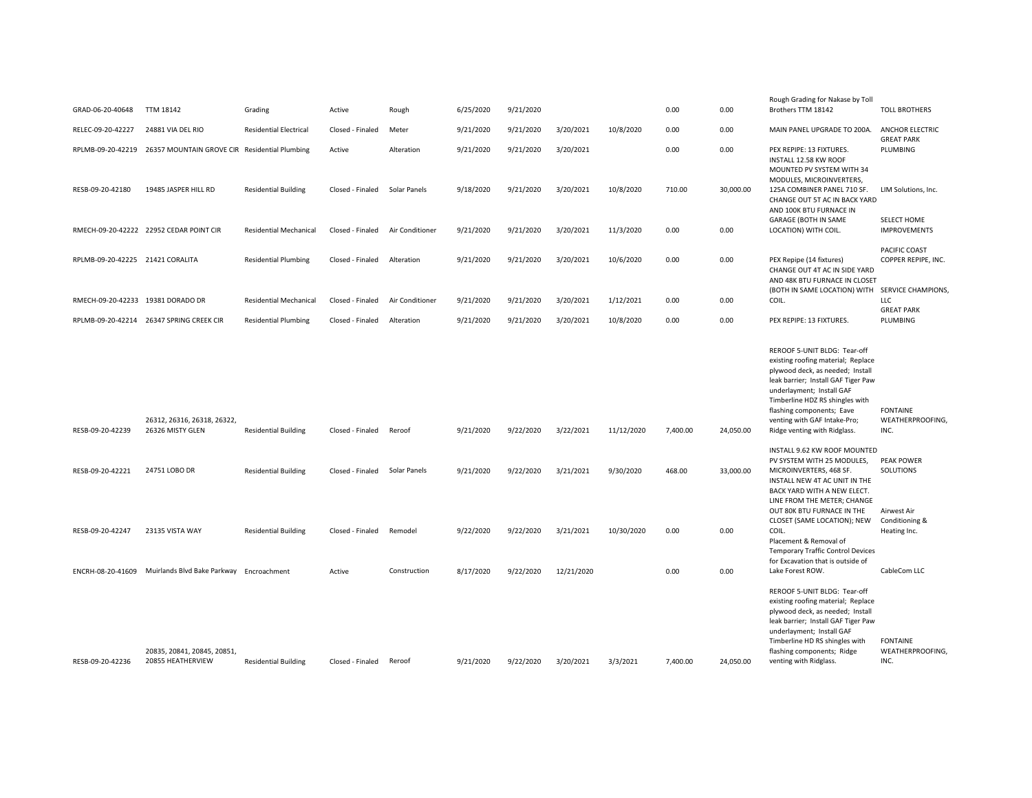| | | | | | | | | | | | | |
|---|---|---|---|---|---|---|---|---|---|---|---|---|
| GRAD-06-20-40648 | TTM 18142 | Grading | Active | Rough | 6/25/2020 | 9/21/2020 | | | 0.00 | 0.00 | Rough Grading for Nakase by Toll Brothers TTM 18142 | TOLL BROTHERS |
| RELEC-09-20-42227 | 24881 VIA DEL RIO | Residential Electrical | Closed - Finaled | Meter | 9/21/2020 | 9/21/2020 | 3/20/2021 | 10/8/2020 | 0.00 | 0.00 | MAIN PANEL UPGRADE TO 200A. | ANCHOR ELECTRIC |
| RPLMB-09-20-42219 | 26357 MOUNTAIN GROVE CIR | Residential Plumbing | Active | Alteration | 9/21/2020 | 9/21/2020 | 3/20/2021 | | 0.00 | 0.00 | PEX REPIPE: 13 FIXTURES. | GREAT PARK PLUMBING |
| RESB-09-20-42180 | 19485 JASPER HILL RD | Residential Building | Closed - Finaled | Solar Panels | 9/18/2020 | 9/21/2020 | 3/20/2021 | 10/8/2020 | 710.00 | 30,000.00 | INSTALL 12.58 KW ROOF MOUNTED PV SYSTEM WITH 34 MODULES, MICROINVERTERS, 125A COMBINER PANEL 710 SF. | LIM Solutions, Inc. |
| RMECH-09-20-42222 | 22952 CEDAR POINT CIR | Residential Mechanical | Closed - Finaled | Air Conditioner | 9/21/2020 | 9/21/2020 | 3/20/2021 | 11/3/2020 | 0.00 | 0.00 | CHANGE OUT 5T AC IN BACK YARD AND 100K BTU FURNACE IN GARAGE (BOTH IN SAME LOCATION) WITH COIL. | SELECT HOME IMPROVEMENTS |
| RPLMB-09-20-42225 | 21421 CORALITA | Residential Plumbing | Closed - Finaled | Alteration | 9/21/2020 | 9/21/2020 | 3/20/2021 | 10/6/2020 | 0.00 | 0.00 | PEX Repipe (14 fixtures) | PACIFIC COAST COPPER REPIPE, INC. |
| RMECH-09-20-42233 | 19381 DORADO DR | Residential Mechanical | Closed - Finaled | Air Conditioner | 9/21/2020 | 9/21/2020 | 3/20/2021 | 1/12/2021 | 0.00 | 0.00 | CHANGE OUT 4T AC IN SIDE YARD AND 48K BTU FURNACE IN CLOSET (BOTH IN SAME LOCATION) WITH COIL. | SERVICE CHAMPIONS, LLC |
| RPLMB-09-20-42214 | 26347 SPRING CREEK CIR | Residential Plumbing | Closed - Finaled | Alteration | 9/21/2020 | 9/21/2020 | 3/20/2021 | 10/8/2020 | 0.00 | 0.00 | PEX REPIPE: 13 FIXTURES. | GREAT PARK PLUMBING |
| RESB-09-20-42239 | 26312, 26316, 26318, 26322, 26326 MISTY GLEN | Residential Building | Closed - Finaled | Reroof | 9/21/2020 | 9/22/2020 | 3/22/2021 | 11/12/2020 | 7,400.00 | 24,050.00 | REROOF 5-UNIT BLDG: Tear-off existing roofing material; Replace plywood deck, as needed; Install leak barrier; Install GAF Tiger Paw underlayment; Install GAF Timberline HDZ RS shingles with flashing components; Eave venting with GAF Intake-Pro; Ridge venting with Ridglass. | FONTAINE WEATHERPROOFING, INC. |
| RESB-09-20-42221 | 24751 LOBO DR | Residential Building | Closed - Finaled | Solar Panels | 9/21/2020 | 9/22/2020 | 3/21/2021 | 9/30/2020 | 468.00 | 33,000.00 | INSTALL 9.62 KW ROOF MOUNTED PV SYSTEM WITH 25 MODULES, MICROINVERTERS, 468 SF. | PEAK POWER SOLUTIONS |
| RESB-09-20-42247 | 23135 VISTA WAY | Residential Building | Closed - Finaled | Remodel | 9/22/2020 | 9/22/2020 | 3/21/2021 | 10/30/2020 | 0.00 | 0.00 | INSTALL NEW 4T AC UNIT IN THE BACK YARD WITH A NEW ELECT. LINE FROM THE METER; CHANGE OUT 80K BTU FURNACE IN THE CLOSET (SAME LOCATION); NEW COIL. | Airwest Air Conditioning & Heating Inc. |
| ENCRH-08-20-41609 | Muirlands Blvd Bake Parkway | Encroachment | Active | Construction | 8/17/2020 | 9/22/2020 | 12/21/2020 | | 0.00 | 0.00 | Placement & Removal of Temporary Traffic Control Devices for Excavation that is outside of Lake Forest ROW. | CableCom LLC |
| RESB-09-20-42236 | 20835, 20841, 20845, 20851, 20855 HEATHERVIEW | Residential Building | Closed - Finaled | Reroof | 9/21/2020 | 9/22/2020 | 3/20/2021 | 3/3/2021 | 7,400.00 | 24,050.00 | REROOF 5-UNIT BLDG: Tear-off existing roofing material; Replace plywood deck, as needed; Install leak barrier; Install GAF Tiger Paw underlayment; Install GAF Timberline HD RS shingles with flashing components; Ridge venting with Ridglass. | FONTAINE WEATHERPROOFING, INC. |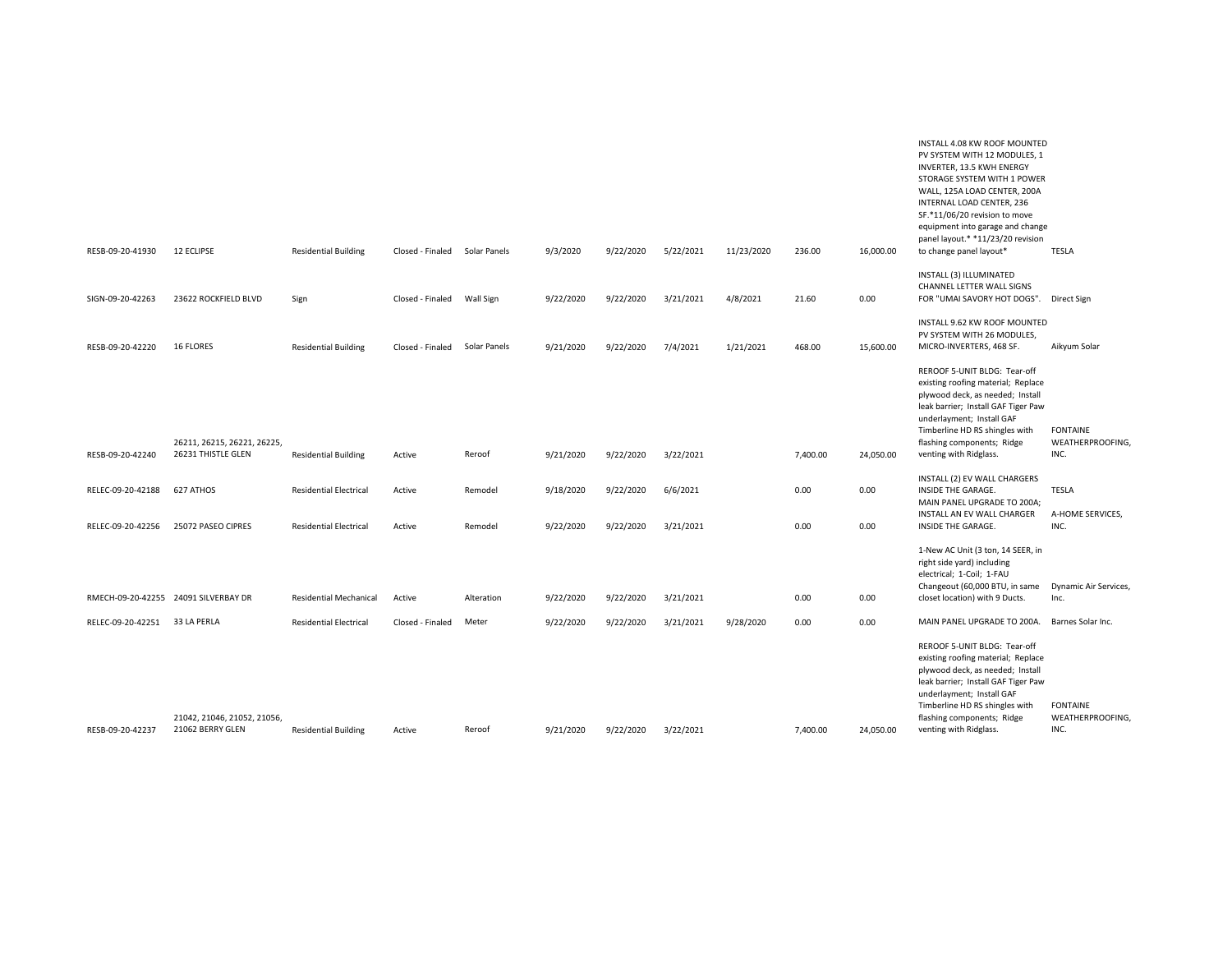| | | | | | | | | | | | | |
|---|---|---|---|---|---|---|---|---|---|---|---|---|
| RESB-09-20-41930 | 12 ECLIPSE | Residential Building | Closed - Finaled | Solar Panels | 9/3/2020 | 9/22/2020 | 5/22/2021 | 11/23/2020 | 236.00 | 16,000.00 | INSTALL 4.08 KW ROOF MOUNTED PV SYSTEM WITH 12 MODULES, 1 INVERTER, 13.5 KWH ENERGY STORAGE SYSTEM WITH 1 POWER WALL, 125A LOAD CENTER, 200A INTERNAL LOAD CENTER, 236 SF.*11/06/20 revision to move equipment into garage and change panel layout.* *11/23/20 revision to change panel layout* | TESLA |
| SIGN-09-20-42263 | 23622 ROCKFIELD BLVD | Sign | Closed - Finaled | Wall Sign | 9/22/2020 | 9/22/2020 | 3/21/2021 | 4/8/2021 | 21.60 | 0.00 | INSTALL (3) ILLUMINATED CHANNEL LETTER WALL SIGNS FOR "UMAI SAVORY HOT DOGS". | Direct Sign |
| RESB-09-20-42220 | 16 FLORES | Residential Building | Closed - Finaled | Solar Panels | 9/21/2020 | 9/22/2020 | 7/4/2021 | 1/21/2021 | 468.00 | 15,600.00 | INSTALL 9.62 KW ROOF MOUNTED PV SYSTEM WITH 26 MODULES, MICRO-INVERTERS, 468 SF. | Aikyum Solar |
| RESB-09-20-42240 | 26211, 26215, 26221, 26225, 26231 THISTLE GLEN | Residential Building | Active | Reroof | 9/21/2020 | 9/22/2020 | 3/22/2021 | | 7,400.00 | 24,050.00 | REROOF 5-UNIT BLDG: Tear-off existing roofing material; Replace plywood deck, as needed; Install leak barrier; Install GAF Tiger Paw underlayment; Install GAF Timberline HD RS shingles with flashing components; Ridge venting with Ridglass. | FONTAINE WEATHERPROOFING, INC. |
| RELEC-09-20-42188 | 627 ATHOS | Residential Electrical | Active | Remodel | 9/18/2020 | 9/22/2020 | 6/6/2021 | | 0.00 | 0.00 | INSTALL (2) EV WALL CHARGERS INSIDE THE GARAGE. | TESLA |
| RELEC-09-20-42256 | 25072 PASEO CIPRES | Residential Electrical | Active | Remodel | 9/22/2020 | 9/22/2020 | 3/21/2021 | | 0.00 | 0.00 | MAIN PANEL UPGRADE TO 200A; INSTALL AN EV WALL CHARGER INSIDE THE GARAGE. | A-HOME SERVICES, INC. |
| RMECH-09-20-42255 | 24091 SILVERBAY DR | Residential Mechanical | Active | Alteration | 9/22/2020 | 9/22/2020 | 3/21/2021 | | 0.00 | 0.00 | 1-New AC Unit (3 ton, 14 SEER, in right side yard) including electrical; 1-Coil; 1-FAU Changeout (60,000 BTU, in same closet location) with 9 Ducts. | Dynamic Air Services, Inc. |
| RELEC-09-20-42251 | 33 LA PERLA | Residential Electrical | Closed - Finaled | Meter | 9/22/2020 | 9/22/2020 | 3/21/2021 | 9/28/2020 | 0.00 | 0.00 | MAIN PANEL UPGRADE TO 200A. | Barnes Solar Inc. |
| RESB-09-20-42237 | 21042, 21046, 21052, 21056, 21062 BERRY GLEN | Residential Building | Active | Reroof | 9/21/2020 | 9/22/2020 | 3/22/2021 | | 7,400.00 | 24,050.00 | REROOF 5-UNIT BLDG: Tear-off existing roofing material; Replace plywood deck, as needed; Install leak barrier; Install GAF Tiger Paw underlayment; Install GAF Timberline HD RS shingles with flashing components; Ridge venting with Ridglass. | FONTAINE WEATHERPROOFING, INC. |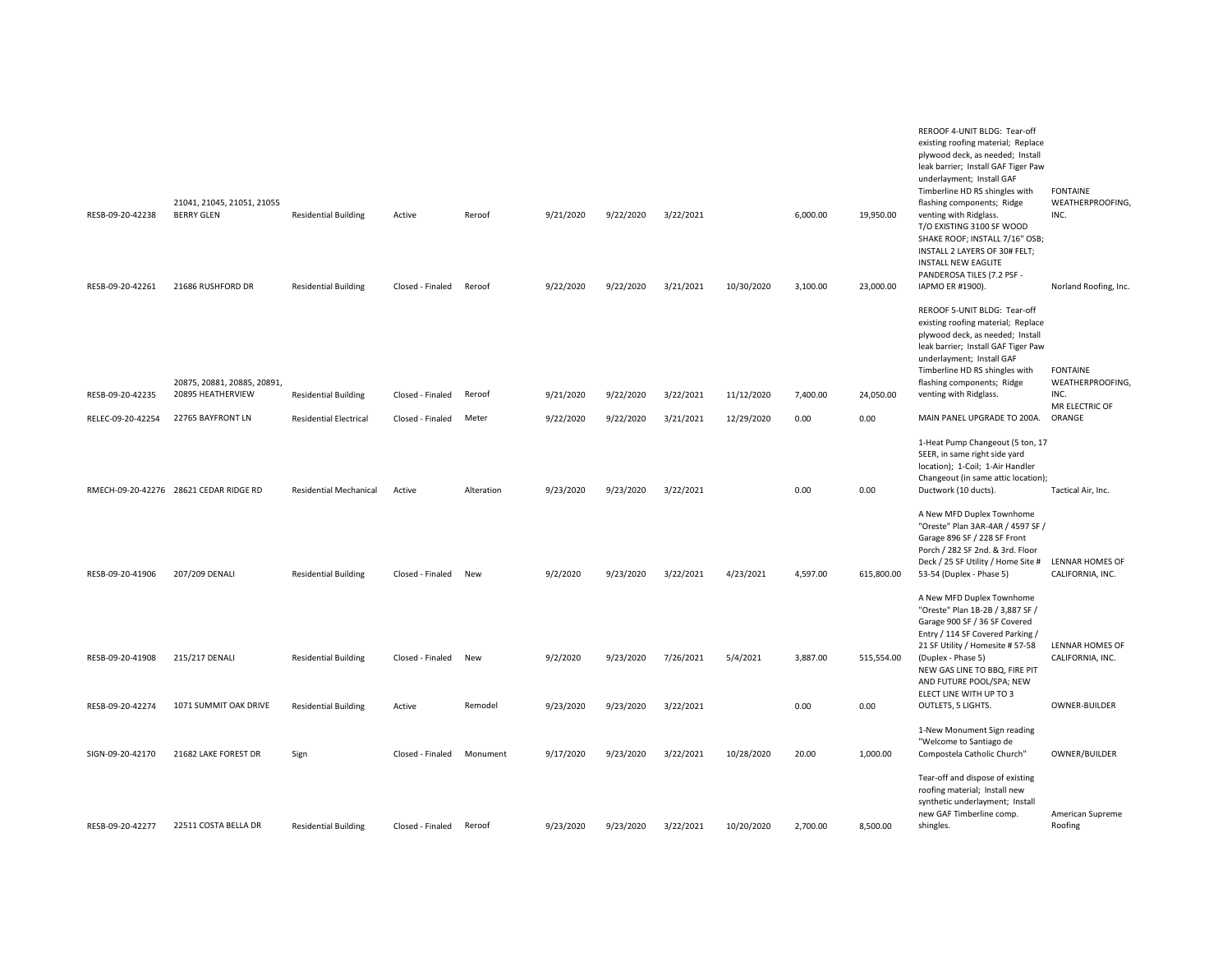| | | | | | | | | | | | | |
|---|---|---|---|---|---|---|---|---|---|---|---|---|
| RESB-09-20-42238 | 21041, 21045, 21051, 21055 BERRY GLEN | Residential Building | Active | Reroof | 9/21/2020 | 9/22/2020 | 3/22/2021 | | 6,000.00 | 19,950.00 | REROOF 4-UNIT BLDG: Tear-off existing roofing material; Replace plywood deck, as needed; Install leak barrier; Install GAF Tiger Paw underlayment; Install GAF Timberline HD RS shingles with flashing components; Ridge venting with Ridglass. | FONTAINE WEATHERPROOFING, INC. |
| RESB-09-20-42261 | 21686 RUSHFORD DR | Residential Building | Closed - Finaled | Reroof | 9/22/2020 | 9/22/2020 | 3/21/2021 | 10/30/2020 | 3,100.00 | 23,000.00 | T/O EXISTING 3100 SF WOOD SHAKE ROOF; INSTALL 7/16" OSB; INSTALL 2 LAYERS OF 30# FELT; INSTALL NEW EAGLITE PANDEROSA TILES (7.2 PSF - IAPMO ER #1900). | Norland Roofing, Inc. |
| RESB-09-20-42235 | 20875, 20881, 20885, 20891, 20895 HEATHERVIEW | Residential Building | Closed - Finaled | Reroof | 9/21/2020 | 9/22/2020 | 3/22/2021 | 11/12/2020 | 7,400.00 | 24,050.00 | REROOF 5-UNIT BLDG: Tear-off existing roofing material; Replace plywood deck, as needed; Install leak barrier; Install GAF Tiger Paw underlayment; Install GAF Timberline HD RS shingles with flashing components; Ridge venting with Ridglass. | FONTAINE WEATHERPROOFING, INC. |
| RELEC-09-20-42254 | 22765 BAYFRONT LN | Residential Electrical | Closed - Finaled | Meter | 9/22/2020 | 9/22/2020 | 3/21/2021 | 12/29/2020 | 0.00 | 0.00 | MAIN PANEL UPGRADE TO 200A. | MR ELECTRIC OF ORANGE |
| RMECH-09-20-42276 | 28621 CEDAR RIDGE RD | Residential Mechanical | Active | Alteration | 9/23/2020 | 9/23/2020 | 3/22/2021 | | 0.00 | 0.00 | 1-Heat Pump Changeout (5 ton, 17 SEER, in same right side yard location); 1-Coil; 1-Air Handler Changeout (in same attic location); Ductwork (10 ducts). | Tactical Air, Inc. |
| RESB-09-20-41906 | 207/209 DENALI | Residential Building | Closed - Finaled | New | 9/2/2020 | 9/23/2020 | 3/22/2021 | 4/23/2021 | 4,597.00 | 615,800.00 | A New MFD Duplex Townhome "Oreste" Plan 3AR-4AR / 4597 SF / Garage 896 SF / 228 SF Front Porch / 282 SF 2nd. & 3rd. Floor Deck / 25 SF Utility / Home Site # 53-54 (Duplex - Phase 5) | LENNAR HOMES OF CALIFORNIA, INC. |
| RESB-09-20-41908 | 215/217 DENALI | Residential Building | Closed - Finaled | New | 9/2/2020 | 9/23/2020 | 7/26/2021 | 5/4/2021 | 3,887.00 | 515,554.00 | A New MFD Duplex Townhome "Oreste" Plan 1B-2B / 3,887 SF / Garage 900 SF / 36 SF Covered Entry / 114 SF Covered Parking / 21 SF Utility / Homesite # 57-58 (Duplex - Phase 5) | LENNAR HOMES OF CALIFORNIA, INC. |
| RESB-09-20-42274 | 1071 SUMMIT OAK DRIVE | Residential Building | Active | Remodel | 9/23/2020 | 9/23/2020 | 3/22/2021 | | 0.00 | 0.00 | NEW GAS LINE TO BBQ, FIRE PIT AND FUTURE POOL/SPA; NEW ELECT LINE WITH UP TO 3 OUTLETS, 5 LIGHTS. | OWNER-BUILDER |
| SIGN-09-20-42170 | 21682 LAKE FOREST DR | Sign | Closed - Finaled | Monument | 9/17/2020 | 9/23/2020 | 3/22/2021 | 10/28/2020 | 20.00 | 1,000.00 | 1-New Monument Sign reading "Welcome to Santiago de Compostela Catholic Church" | OWNER/BUILDER |
| RESB-09-20-42277 | 22511 COSTA BELLA DR | Residential Building | Closed - Finaled | Reroof | 9/23/2020 | 9/23/2020 | 3/22/2021 | 10/20/2020 | 2,700.00 | 8,500.00 | Tear-off and dispose of existing roofing material; Install new synthetic underlayment; Install new GAF Timberline comp. shingles. | American Supreme Roofing |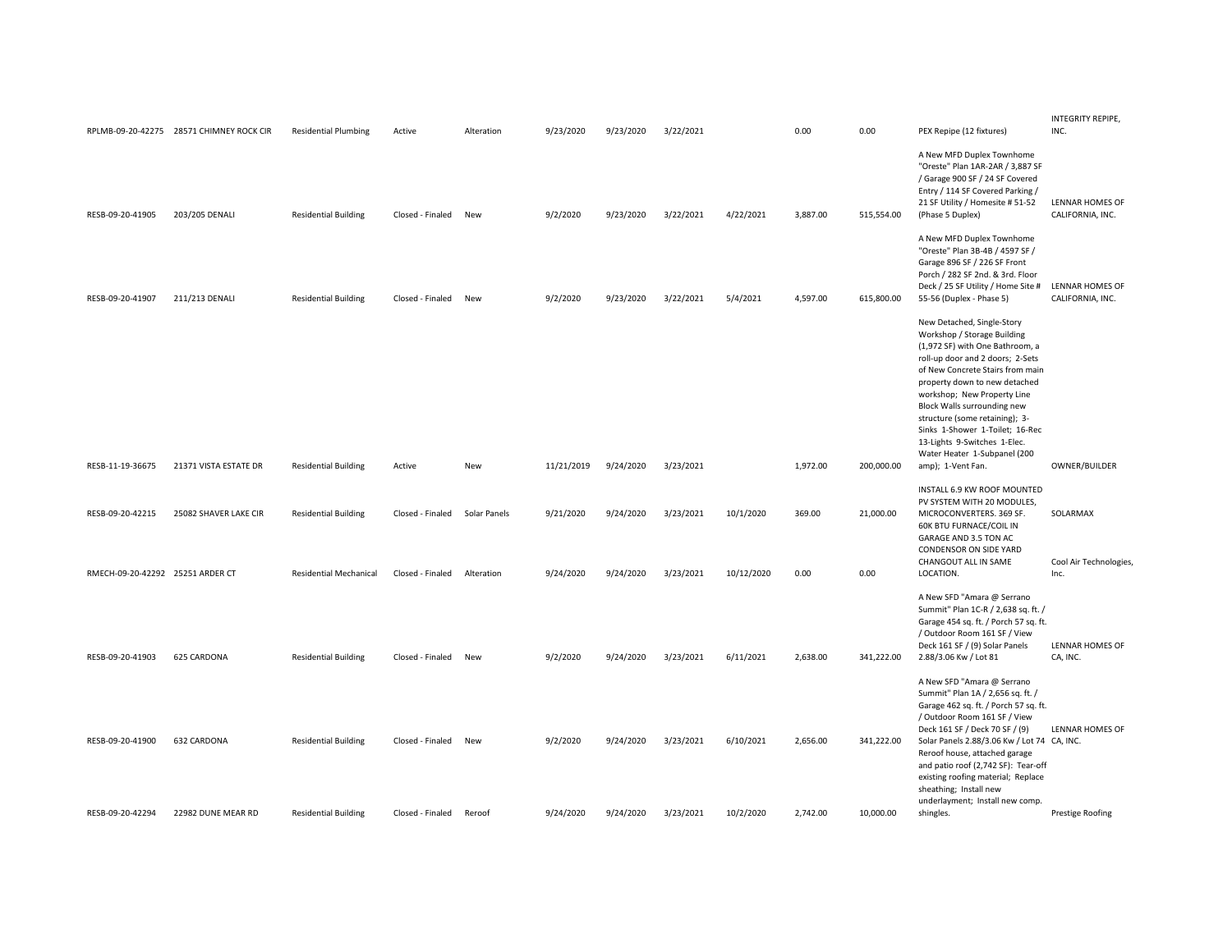| | | | | | | | | | | | | |
|---|---|---|---|---|---|---|---|---|---|---|---|---|
| RPLMB-09-20-42275 | 28571 CHIMNEY ROCK CIR | Residential Plumbing | Active | Alteration | 9/23/2020 | 9/23/2020 | 3/22/2021 | | 0.00 | 0.00 | PEX Repipe (12 fixtures) | INTEGRITY REPIPE, INC. |
| RESB-09-20-41905 | 203/205 DENALI | Residential Building | Closed - Finaled | New | 9/2/2020 | 9/23/2020 | 3/22/2021 | 4/22/2021 | 3,887.00 | 515,554.00 | A New MFD Duplex Townhome "Oreste" Plan 1AR-2AR / 3,887 SF / Garage 900 SF / 24 SF Covered Entry / 114 SF Covered Parking / 21 SF Utility / Homesite # 51-52 (Phase 5 Duplex) | LENNAR HOMES OF CALIFORNIA, INC. |
| RESB-09-20-41907 | 211/213 DENALI | Residential Building | Closed - Finaled | New | 9/2/2020 | 9/23/2020 | 3/22/2021 | 5/4/2021 | 4,597.00 | 615,800.00 | A New MFD Duplex Townhome "Oreste" Plan 3B-4B / 4597 SF / Garage 896 SF / 226 SF Front Porch / 282 SF 2nd. & 3rd. Floor Deck / 25 SF Utility / Home Site # 55-56 (Duplex - Phase 5) | LENNAR HOMES OF CALIFORNIA, INC. |
| RESB-11-19-36675 | 21371 VISTA ESTATE DR | Residential Building | Active | New | 11/21/2019 | 9/24/2020 | 3/23/2021 | | 1,972.00 | 200,000.00 | New Detached, Single-Story Workshop / Storage Building (1,972 SF) with One Bathroom, a roll-up door and 2 doors; 2-Sets of New Concrete Stairs from main property down to new detached workshop; New Property Line Block Walls surrounding new structure (some retaining); 3-Sinks 1-Shower 1-Toilet; 16-Rec 13-Lights 9-Switches 1-Elec. Water Heater 1-Subpanel (200 amp); 1-Vent Fan. | OWNER/BUILDER |
| RESB-09-20-42215 | 25082 SHAVER LAKE CIR | Residential Building | Closed - Finaled | Solar Panels | 9/21/2020 | 9/24/2020 | 3/23/2021 | 10/1/2020 | 369.00 | 21,000.00 | INSTALL 6.9 KW ROOF MOUNTED PV SYSTEM WITH 20 MODULES, MICROCONVERTERS. 369 SF. | SOLARMAX |
| RMECH-09-20-42292 | 25251 ARDER CT | Residential Mechanical | Closed - Finaled | Alteration | 9/24/2020 | 9/24/2020 | 3/23/2021 | 10/12/2020 | 0.00 | 0.00 | 60K BTU FURNACE/COIL IN GARAGE AND 3.5 TON AC CONDENSOR ON SIDE YARD CHANGOUT ALL IN SAME LOCATION. | Cool Air Technologies, Inc. |
| RESB-09-20-41903 | 625 CARDONA | Residential Building | Closed - Finaled | New | 9/2/2020 | 9/24/2020 | 3/23/2021 | 6/11/2021 | 2,638.00 | 341,222.00 | A New SFD "Amara @ Serrano Summit" Plan 1C-R / 2,638 sq. ft. / Garage 454 sq. ft. / Porch 57 sq. ft. / Outdoor Room 161 SF / View Deck 161 SF / (9) Solar Panels 2.88/3.06 Kw / Lot 81 | LENNAR HOMES OF CA, INC. |
| RESB-09-20-41900 | 632 CARDONA | Residential Building | Closed - Finaled | New | 9/2/2020 | 9/24/2020 | 3/23/2021 | 6/10/2021 | 2,656.00 | 341,222.00 | A New SFD "Amara @ Serrano Summit" Plan 1A / 2,656 sq. ft. / Garage 462 sq. ft. / Porch 57 sq. ft. / Outdoor Room 161 SF / View Deck 161 SF / Deck 70 SF / (9) Solar Panels 2.88/3.06 Kw / Lot 74 | LENNAR HOMES OF CA, INC. |
| RESB-09-20-42294 | 22982 DUNE MEAR RD | Residential Building | Closed - Finaled | Reroof | 9/24/2020 | 9/24/2020 | 3/23/2021 | 10/2/2020 | 2,742.00 | 10,000.00 | Reroof house, attached garage and patio roof (2,742 SF): Tear-off existing roofing material; Replace sheathing; Install new underlayment; Install new comp. shingles. | Prestige Roofing |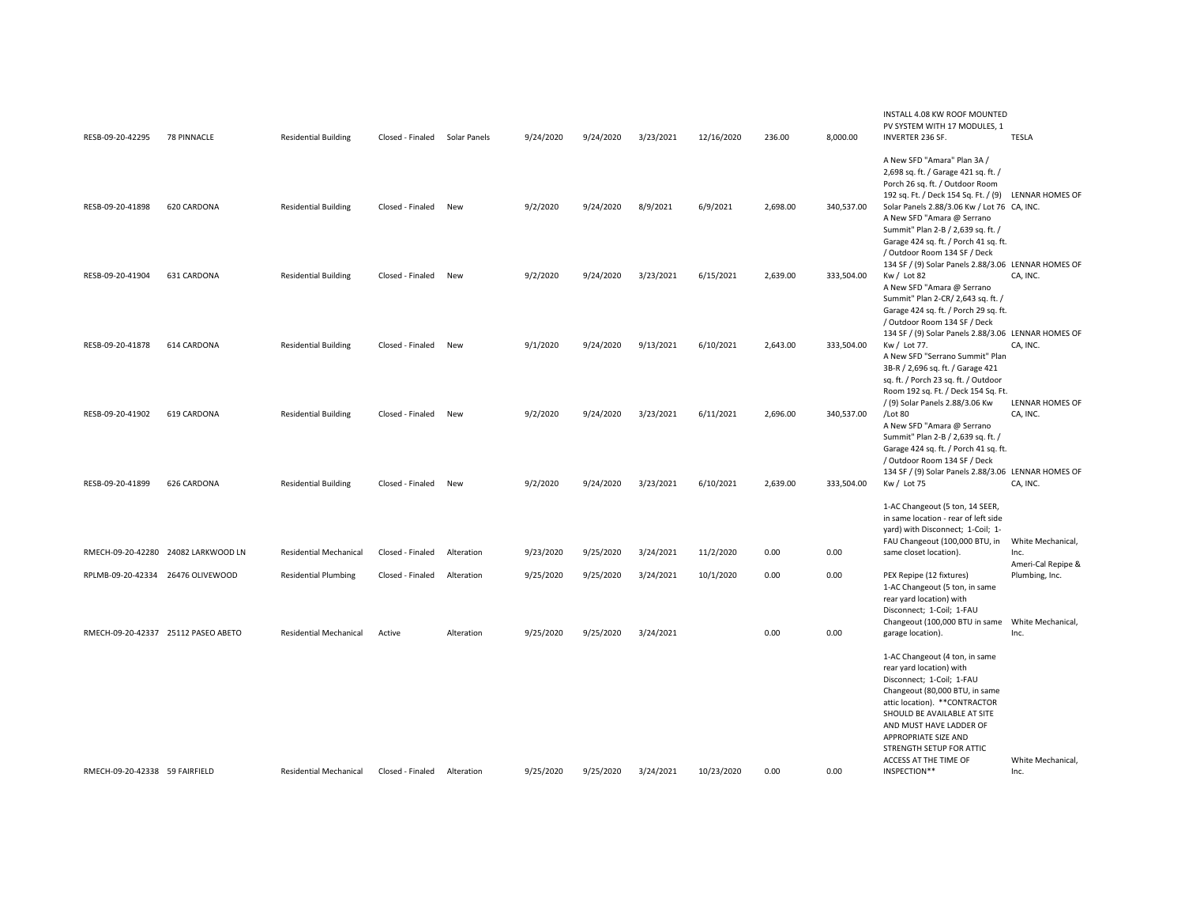| | | | | | | | | | | | | |
|---|---|---|---|---|---|---|---|---|---|---|---|---|
| RESB-09-20-42295 | 78 PINNACLE | Residential Building | Closed - Finaled | Solar Panels | 9/24/2020 | 9/24/2020 | 3/23/2021 | 12/16/2020 | 236.00 | 8,000.00 | INSTALL 4.08 KW ROOF MOUNTED PV SYSTEM WITH 17 MODULES, 1 INVERTER 236 SF. | TESLA |
| RESB-09-20-41898 | 620 CARDONA | Residential Building | Closed - Finaled | New | 9/2/2020 | 9/24/2020 | 8/9/2021 | 6/9/2021 | 2,698.00 | 340,537.00 | A New SFD "Amara" Plan 3A / 2,698 sq. ft. / Garage 421 sq. ft. / Porch 26 sq. ft. / Outdoor Room 192 sq. Ft. / Deck 154 Sq. Ft. / (9) Solar Panels 2.88/3.06 Kw / Lot 76 | LENNAR HOMES OF CA, INC. |
| RESB-09-20-41904 | 631 CARDONA | Residential Building | Closed - Finaled | New | 9/2/2020 | 9/24/2020 | 3/23/2021 | 6/15/2021 | 2,639.00 | 333,504.00 | A New SFD "Amara @ Serrano Summit" Plan 2-B / 2,639 sq. ft. / Garage 424 sq. ft. / Porch 41 sq. ft. / Outdoor Room 134 SF / Deck 134 SF / (9) Solar Panels 2.88/3.06 Kw / Lot 82 | LENNAR HOMES OF CA, INC. |
| RESB-09-20-41878 | 614 CARDONA | Residential Building | Closed - Finaled | New | 9/1/2020 | 9/24/2020 | 9/13/2021 | 6/10/2021 | 2,643.00 | 333,504.00 | A New SFD "Amara @ Serrano Summit" Plan 2-CR/ 2,643 sq. ft. / Garage 424 sq. ft. / Porch 29 sq. ft. / Outdoor Room 134 SF / Deck 134 SF / (9) Solar Panels 2.88/3.06 Kw / Lot 77. | LENNAR HOMES OF CA, INC. |
| RESB-09-20-41902 | 619 CARDONA | Residential Building | Closed - Finaled | New | 9/2/2020 | 9/24/2020 | 3/23/2021 | 6/11/2021 | 2,696.00 | 340,537.00 | A New SFD "Serrano Summit" Plan 3B-R / 2,696 sq. ft. / Garage 421 sq. ft. / Porch 23 sq. ft. / Outdoor Room 192 sq. Ft. / Deck 154 Sq. Ft. / (9) Solar Panels 2.88/3.06 Kw /Lot 80 | LENNAR HOMES OF CA, INC. |
| RESB-09-20-41899 | 626 CARDONA | Residential Building | Closed - Finaled | New | 9/2/2020 | 9/24/2020 | 3/23/2021 | 6/10/2021 | 2,639.00 | 333,504.00 | A New SFD "Amara @ Serrano Summit" Plan 2-B / 2,639 sq. ft. / Garage 424 sq. ft. / Porch 41 sq. ft. / Outdoor Room 134 SF / Deck 134 SF / (9) Solar Panels 2.88/3.06 Kw / Lot 75 | LENNAR HOMES OF CA, INC. |
| RMECH-09-20-42280 | 24082 LARKWOOD LN | Residential Mechanical | Closed - Finaled | Alteration | 9/23/2020 | 9/25/2020 | 3/24/2021 | 11/2/2020 | 0.00 | 0.00 | 1-AC Changeout (5 ton, 14 SEER, in same location - rear of left side yard) with Disconnect; 1-Coil; 1-FAU Changeout (100,000 BTU, in same closet location). | White Mechanical, Inc. |
| RPLMB-09-20-42334 | 26476 OLIVEWOOD | Residential Plumbing | Closed - Finaled | Alteration | 9/25/2020 | 9/25/2020 | 3/24/2021 | 10/1/2020 | 0.00 | 0.00 | PEX Repipe (12 fixtures) | Ameri-Cal Repipe & Plumbing, Inc. |
| RMECH-09-20-42337 | 25112 PASEO ABETO | Residential Mechanical | Active | Alteration | 9/25/2020 | 9/25/2020 | 3/24/2021 | | 0.00 | 0.00 | 1-AC Changeout (5 ton, in same rear yard location) with Disconnect; 1-Coil; 1-FAU Changeout (100,000 BTU in same garage location). | White Mechanical, Inc. |
| RMECH-09-20-42338 | 59 FAIRFIELD | Residential Mechanical | Closed - Finaled | Alteration | 9/25/2020 | 9/25/2020 | 3/24/2021 | 10/23/2020 | 0.00 | 0.00 | 1-AC Changeout (4 ton, in same rear yard location) with Disconnect; 1-Coil; 1-FAU Changeout (80,000 BTU, in same attic location). **CONTRACTOR SHOULD BE AVAILABLE AT SITE AND MUST HAVE LADDER OF APPROPRIATE SIZE AND STRENGTH SETUP FOR ATTIC ACCESS AT THE TIME OF INSPECTION** | White Mechanical, Inc. |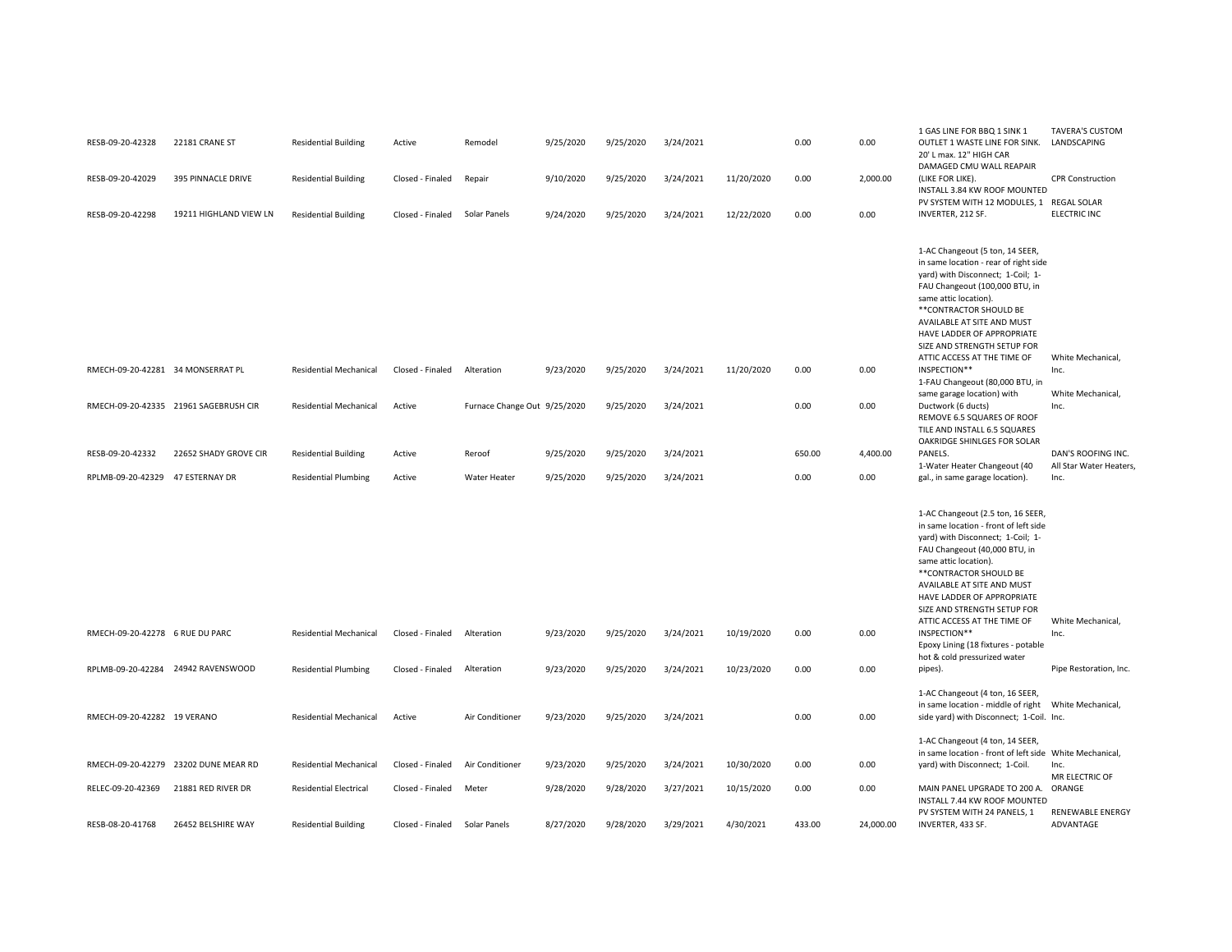| | | | | | | | | | | | | |
|---|---|---|---|---|---|---|---|---|---|---|---|---|
| RESB-09-20-42328 | 22181 CRANE ST | Residential Building | Active | Remodel | 9/25/2020 | 9/25/2020 | 3/24/2021 | | 0.00 | 0.00 | 1 GAS LINE FOR BBQ 1 SINK 1 OUTLET 1 WASTE LINE FOR SINK. | TAVERA'S CUSTOM LANDSCAPING |
| RESB-09-20-42029 | 395 PINNACLE DRIVE | Residential Building | Closed - Finaled | Repair | 9/10/2020 | 9/25/2020 | 3/24/2021 | 11/20/2020 | 0.00 | 2,000.00 | 20' L max. 12" HIGH CAR DAMAGED CMU WALL REAPAIR (LIKE FOR LIKE). | CPR Construction |
| RESB-09-20-42298 | 19211 HIGHLAND VIEW LN | Residential Building | Closed - Finaled | Solar Panels | 9/24/2020 | 9/25/2020 | 3/24/2021 | 12/22/2020 | 0.00 | 0.00 | INSTALL 3.84 KW ROOF MOUNTED PV SYSTEM WITH 12 MODULES, 1 INVERTER, 212 SF. | REGAL SOLAR ELECTRIC INC |
| RMECH-09-20-42281 | 34 MONSERRAT PL | Residential Mechanical | Closed - Finaled | Alteration | 9/23/2020 | 9/25/2020 | 3/24/2021 | 11/20/2020 | 0.00 | 0.00 | 1-AC Changeout (5 ton, 14 SEER, in same location - rear of right side yard) with Disconnect; 1-Coil; 1-FAU Changeout (100,000 BTU, in same attic location). **CONTRACTOR SHOULD BE AVAILABLE AT SITE AND MUST HAVE LADDER OF APPROPRIATE SIZE AND STRENGTH SETUP FOR ATTIC ACCESS AT THE TIME OF INSPECTION** | White Mechanical, Inc. |
| RMECH-09-20-42335 | 21961 SAGEBRUSH CIR | Residential Mechanical | Active | Furnace Change Out | 9/25/2020 | 9/25/2020 | 3/24/2021 | | 0.00 | 0.00 | 1-FAU Changeout (80,000 BTU, in same garage location) with Ductwork (6 ducts) | White Mechanical, Inc. |
| RESB-09-20-42332 | 22652 SHADY GROVE CIR | Residential Building | Active | Reroof | 9/25/2020 | 9/25/2020 | 3/24/2021 | | 650.00 | 4,400.00 | REMOVE 6.5 SQUARES OF ROOF TILE AND INSTALL 6.5 SQUARES OAKRIDGE SHINLGES FOR SOLAR PANELS. | DAN'S ROOFING INC. |
| RPLMB-09-20-42329 | 47 ESTERNAY DR | Residential Plumbing | Active | Water Heater | 9/25/2020 | 9/25/2020 | 3/24/2021 | | 0.00 | 0.00 | 1-Water Heater Changeout (40 gal., in same garage location). | All Star Water Heaters, Inc. |
| RMECH-09-20-42278 | 6 RUE DU PARC | Residential Mechanical | Closed - Finaled | Alteration | 9/23/2020 | 9/25/2020 | 3/24/2021 | 10/19/2020 | 0.00 | 0.00 | 1-AC Changeout (2.5 ton, 16 SEER, in same location - front of left side yard) with Disconnect; 1-Coil; 1-FAU Changeout (40,000 BTU, in same attic location). **CONTRACTOR SHOULD BE AVAILABLE AT SITE AND MUST HAVE LADDER OF APPROPRIATE SIZE AND STRENGTH SETUP FOR ATTIC ACCESS AT THE TIME OF INSPECTION** | White Mechanical, Inc. |
| RPLMB-09-20-42284 | 24942 RAVENSWOOD | Residential Plumbing | Closed - Finaled | Alteration | 9/23/2020 | 9/25/2020 | 3/24/2021 | 10/23/2020 | 0.00 | 0.00 | Epoxy Lining (18 fixtures - potable hot & cold pressurized water pipes). | Pipe Restoration, Inc. |
| RMECH-09-20-42282 | 19 VERANO | Residential Mechanical | Active | Air Conditioner | 9/23/2020 | 9/25/2020 | 3/24/2021 | | 0.00 | 0.00 | 1-AC Changeout (4 ton, 16 SEER, in same location - middle of right side yard) with Disconnect; 1-Coil. | White Mechanical, Inc. |
| RMECH-09-20-42279 | 23202 DUNE MEAR RD | Residential Mechanical | Closed - Finaled | Air Conditioner | 9/23/2020 | 9/25/2020 | 3/24/2021 | 10/30/2020 | 0.00 | 0.00 | 1-AC Changeout (4 ton, 14 SEER, in same location - front of left side yard) with Disconnect; 1-Coil. | White Mechanical, Inc. |
| RELEC-09-20-42369 | 21881 RED RIVER DR | Residential Electrical | Closed - Finaled | Meter | 9/28/2020 | 9/28/2020 | 3/27/2021 | 10/15/2020 | 0.00 | 0.00 | MAIN PANEL UPGRADE TO 200 A. | MR ELECTRIC OF ORANGE |
| RESB-08-20-41768 | 26452 BELSHIRE WAY | Residential Building | Closed - Finaled | Solar Panels | 8/27/2020 | 9/28/2020 | 3/29/2021 | 4/30/2021 | 433.00 | 24,000.00 | INSTALL 7.44 KW ROOF MOUNTED PV SYSTEM WITH 24 PANELS, 1 INVERTER, 433 SF. | RENEWABLE ENERGY ADVANTAGE |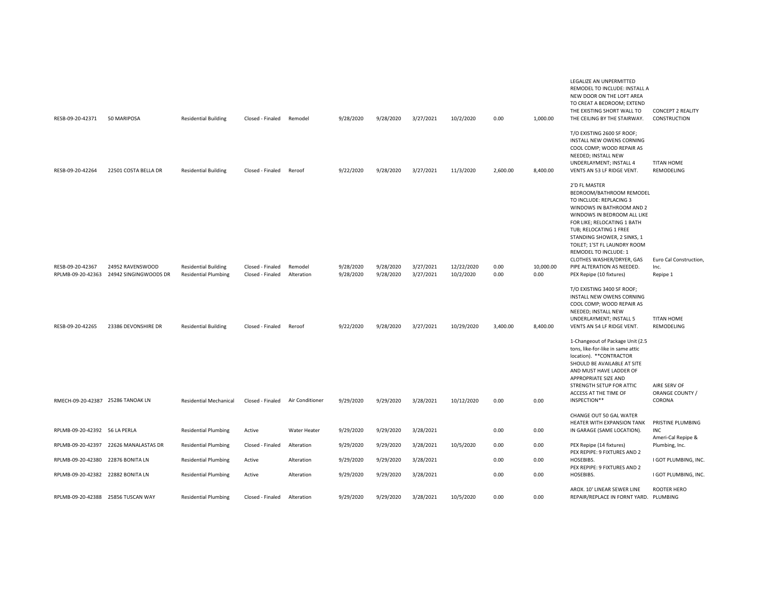| | | | | | | | | | | | | |
|---|---|---|---|---|---|---|---|---|---|---|---|---|
| RESB-09-20-42371 | 50 MARIPOSA | Residential Building | Closed - Finaled | Remodel | 9/28/2020 | 9/28/2020 | 3/27/2021 | 10/2/2020 | 0.00 | 1,000.00 | LEGALIZE AN UNPERMITTED REMODEL TO INCLUDE: INSTALL A NEW DOOR ON THE LOFT AREA TO CREAT A BEDROOM; EXTEND THE EXISTING SHORT WALL TO THE CEILING BY THE STAIRWAY. | CONCEPT 2 REALITY CONSTRUCTION |
| RESB-09-20-42264 | 22501 COSTA BELLA DR | Residential Building | Closed - Finaled | Reroof | 9/22/2020 | 9/28/2020 | 3/27/2021 | 11/3/2020 | 2,600.00 | 8,400.00 | T/O EXISTING 2600 SF ROOF; INSTALL NEW OWENS CORNING COOL COMP; WOOD REPAIR AS NEEDED; INSTALL NEW UNDERLAYMENT; INSTALL 4 VENTS AN 53 LF RIDGE VENT. | TITAN HOME REMODELING |
| RESB-09-20-42367 | 24952 RAVENSWOOD | Residential Building | Closed - Finaled | Remodel | 9/28/2020 | 9/28/2020 | 3/27/2021 | 12/22/2020 | 0.00 | 10,000.00 | 2'D FL MASTER BEDROOM/BATHROOM REMODEL TO INCLUDE: REPLACING 3 WINDOWS IN BATHROOM AND 2 WINDOWS IN BEDROOM ALL LIKE FOR LIKE; RELOCATING 1 BATH TUB; RELOCATING 1 FREE STANDING SHOWER, 2 SINKS, 1 TOILET; 1'ST FL LAUNDRY ROOM REMODEL TO INCLUDE: 1 CLOTHES WASHER/DRYER, GAS PIPE ALTERATION AS NEEDED. | Euro Cal Construction, Inc. |
| RPLMB-09-20-42363 | 24942 SINGINGWOODS DR | Residential Plumbing | Closed - Finaled | Alteration | 9/28/2020 | 9/28/2020 | 3/27/2021 | 10/2/2020 | 0.00 | 0.00 | PEX Repipe (10 fixtures) | Repipe 1 |
| RESB-09-20-42265 | 23386 DEVONSHIRE DR | Residential Building | Closed - Finaled | Reroof | 9/22/2020 | 9/28/2020 | 3/27/2021 | 10/29/2020 | 3,400.00 | 8,400.00 | T/O EXISTING 3400 SF ROOF; INSTALL NEW OWENS CORNING COOL COMP; WOOD REPAIR AS NEEDED; INSTALL NEW UNDERLAYMENT; INSTALL 5 VENTS AN 54 LF RIDGE VENT. | TITAN HOME REMODELING |
| RMECH-09-20-42387 | 25286 TANOAK LN | Residential Mechanical | Closed - Finaled | Air Conditioner | 9/29/2020 | 9/29/2020 | 3/28/2021 | 10/12/2020 | 0.00 | 0.00 | 1-Changeout of Package Unit (2.5 tons, like-for-like in same attic location). **CONTRACTOR SHOULD BE AVAILABLE AT SITE AND MUST HAVE LADDER OF APPROPRIATE SIZE AND STRENGTH SETUP FOR ATTIC ACCESS AT THE TIME OF INSPECTION** | AIRE SERV OF ORANGE COUNTY / CORONA |
| RPLMB-09-20-42392 | 56 LA PERLA | Residential Plumbing | Active | Water Heater | 9/29/2020 | 9/29/2020 | 3/28/2021 | | 0.00 | 0.00 | CHANGE OUT 50 GAL WATER HEATER WITH EXPANSION TANK IN GARAGE (SAME LOCATION). | PRISTINE PLUMBING INC |
| RPLMB-09-20-42397 | 22626 MANALASTAS DR | Residential Plumbing | Closed - Finaled | Alteration | 9/29/2020 | 9/29/2020 | 3/28/2021 | 10/5/2020 | 0.00 | 0.00 | PEX Repipe (14 fixtures) | Ameri-Cal Repipe & Plumbing, Inc. |
| RPLMB-09-20-42380 | 22876 BONITA LN | Residential Plumbing | Active | Alteration | 9/29/2020 | 9/29/2020 | 3/28/2021 | | 0.00 | 0.00 | PEX REPIPE: 9 FIXTURES AND 2 HOSEBIBS. | I GOT PLUMBING, INC. |
| RPLMB-09-20-42382 | 22882 BONITA LN | Residential Plumbing | Active | Alteration | 9/29/2020 | 9/29/2020 | 3/28/2021 | | 0.00 | 0.00 | PEX REPIPE: 9 FIXTURES AND 2 HOSEBIBS. | I GOT PLUMBING, INC. |
| RPLMB-09-20-42388 | 25856 TUSCAN WAY | Residential Plumbing | Closed - Finaled | Alteration | 9/29/2020 | 9/29/2020 | 3/28/2021 | 10/5/2020 | 0.00 | 0.00 | AROX. 10' LINEAR SEWER LINE REPAIR/REPLACE IN FORNT YARD. | ROOTER HERO PLUMBING |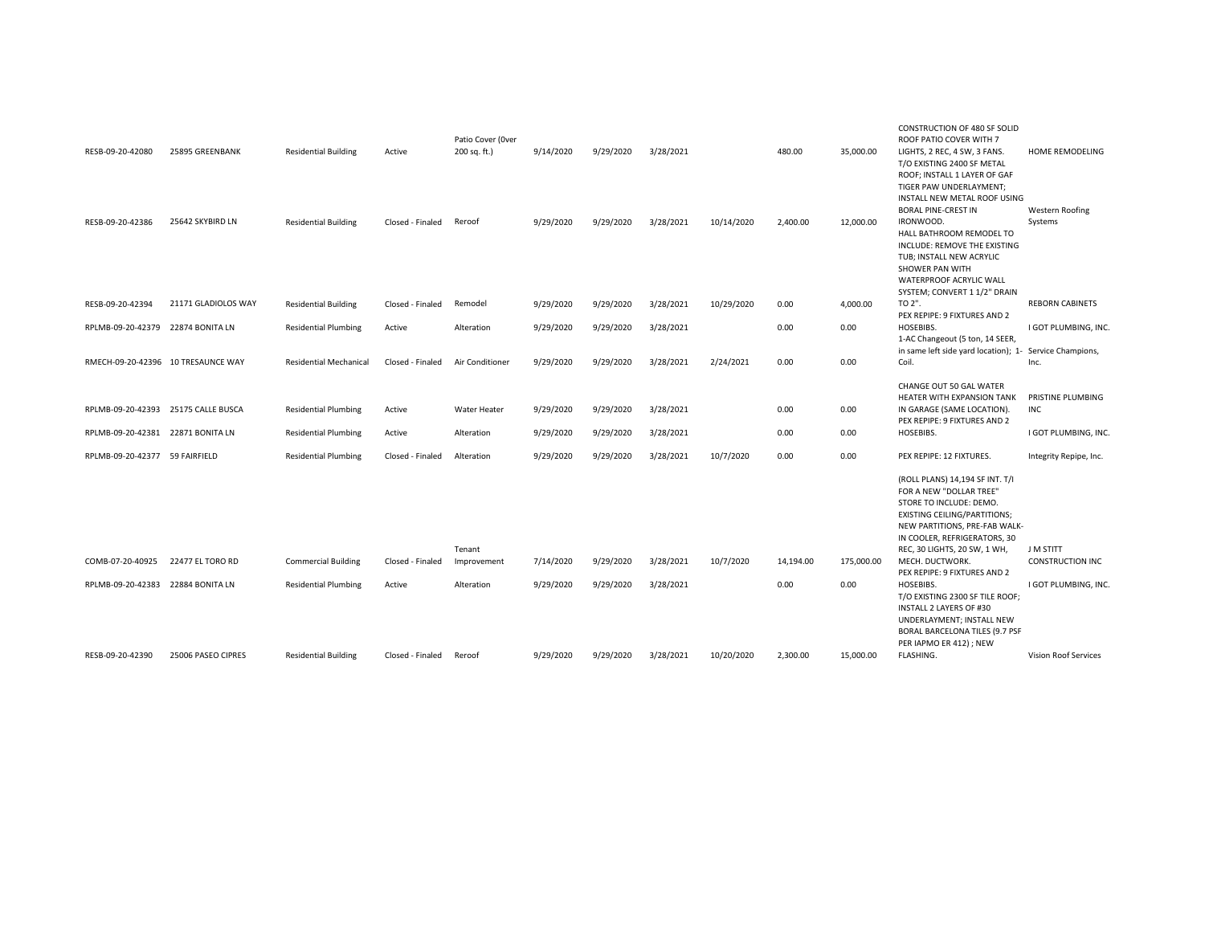| | | | | | | | | | | | | |
|---|---|---|---|---|---|---|---|---|---|---|---|---|
| RESB-09-20-42080 | 25895 GREENBANK | Residential Building | Active | Patio Cover (0ver 200 sq. ft.) | 9/14/2020 | 9/29/2020 | 3/28/2021 | | 480.00 | 35,000.00 | CONSTRUCTION OF 480 SF SOLID ROOF PATIO COVER WITH 7 LIGHTS, 2 REC, 4 SW, 3 FANS. | HOME REMODELING |
| RESB-09-20-42386 | 25642 SKYBIRD LN | Residential Building | Closed - Finaled | Reroof | 9/29/2020 | 9/29/2020 | 3/28/2021 | 10/14/2020 | 2,400.00 | 12,000.00 | T/O EXISTING 2400 SF METAL ROOF; INSTALL 1 LAYER OF GAF TIGER PAW UNDERLAYMENT; INSTALL NEW METAL ROOF USING BORAL PINE-CREST IN IRONWOOD. | Western Roofing Systems |
| RESB-09-20-42394 | 21171 GLADIOLOS WAY | Residential Building | Closed - Finaled | Remodel | 9/29/2020 | 9/29/2020 | 3/28/2021 | 10/29/2020 | 0.00 | 4,000.00 | HALL BATHROOM REMODEL TO INCLUDE: REMOVE THE EXISTING TUB; INSTALL NEW ACRYLIC SHOWER PAN WITH WATERPROOF ACRYLIC WALL SYSTEM; CONVERT 1 1/2" DRAIN TO 2". | REBORN CABINETS |
| RPLMB-09-20-42379 | 22874 BONITA LN | Residential Plumbing | Active | Alteration | 9/29/2020 | 9/29/2020 | 3/28/2021 | | 0.00 | 0.00 | PEX REPIPE: 9 FIXTURES AND 2 HOSEBIBS. | I GOT PLUMBING, INC. |
| RMECH-09-20-42396 | 10 TRESAUNCE WAY | Residential Mechanical | Closed - Finaled | Air Conditioner | 9/29/2020 | 9/29/2020 | 3/28/2021 | 2/24/2021 | 0.00 | 0.00 | 1-AC Changeout (5 ton, 14 SEER, in same left side yard location); 1-Coil. | Service Champions, Inc. |
| RPLMB-09-20-42393 | 25175 CALLE BUSCA | Residential Plumbing | Active | Water Heater | 9/29/2020 | 9/29/2020 | 3/28/2021 | | 0.00 | 0.00 | CHANGE OUT 50 GAL WATER HEATER WITH EXPANSION TANK IN GARAGE (SAME LOCATION). | PRISTINE PLUMBING INC |
| RPLMB-09-20-42381 | 22871 BONITA LN | Residential Plumbing | Active | Alteration | 9/29/2020 | 9/29/2020 | 3/28/2021 | | 0.00 | 0.00 | PEX REPIPE: 9 FIXTURES AND 2 HOSEBIBS. | I GOT PLUMBING, INC. |
| RPLMB-09-20-42377 | 59 FAIRFIELD | Residential Plumbing | Closed - Finaled | Alteration | 9/29/2020 | 9/29/2020 | 3/28/2021 | 10/7/2020 | 0.00 | 0.00 | PEX REPIPE: 12 FIXTURES. | Integrity Repipe, Inc. |
| COMB-07-20-40925 | 22477 EL TORO RD | Commercial Building | Closed - Finaled | Tenant Improvement | 7/14/2020 | 9/29/2020 | 3/28/2021 | 10/7/2020 | 14,194.00 | 175,000.00 | (ROLL PLANS) 14,194 SF INT. T/I FOR A NEW "DOLLAR TREE" STORE TO INCLUDE: DEMO. EXISTING CEILING/PARTITIONS; NEW PARTITIONS, PRE-FAB WALK-IN COOLER, REFRIGERATORS, 30 REC, 30 LIGHTS, 20 SW, 1 WH, MECH. DUCTWORK. | J M STITT CONSTRUCTION INC |
| RPLMB-09-20-42383 | 22884 BONITA LN | Residential Plumbing | Active | Alteration | 9/29/2020 | 9/29/2020 | 3/28/2021 | | 0.00 | 0.00 | PEX REPIPE: 9 FIXTURES AND 2 HOSEBIBS. | I GOT PLUMBING, INC. |
| RESB-09-20-42390 | 25006 PASEO CIPRES | Residential Building | Closed - Finaled | Reroof | 9/29/2020 | 9/29/2020 | 3/28/2021 | 10/20/2020 | 2,300.00 | 15,000.00 | T/O EXISTING 2300 SF TILE ROOF; INSTALL 2 LAYERS OF #30 UNDERLAYMENT; INSTALL NEW BORAL BARCELONA TILES (9.7 PSF PER IAPMO ER 412) ; NEW FLASHING. | Vision Roof Services |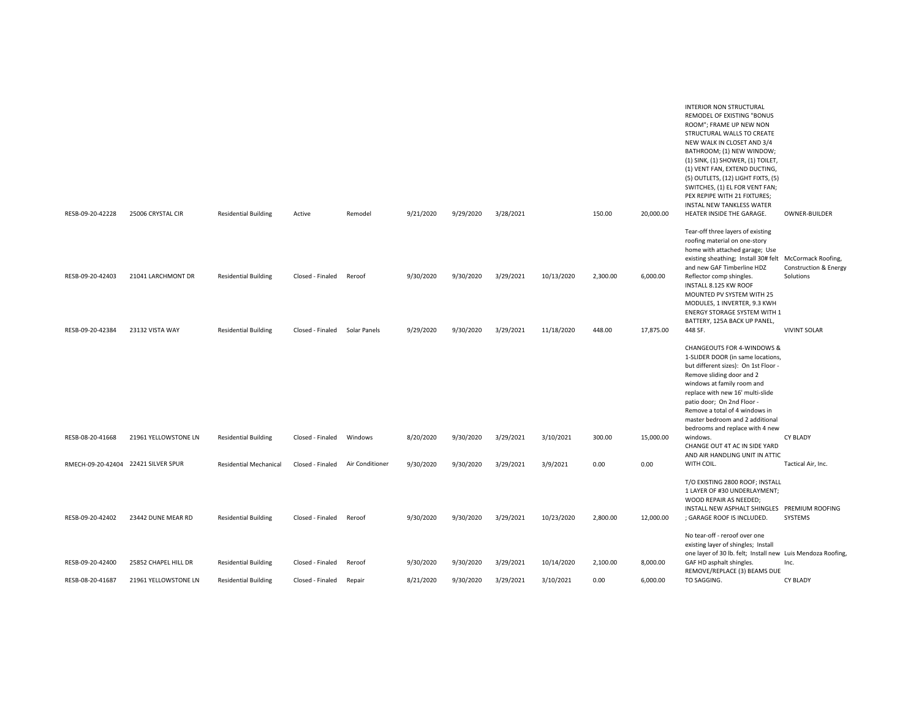| | | | | | | | | | | | | |
|---|---|---|---|---|---|---|---|---|---|---|---|---|
| RESB-09-20-42228 | 25006 CRYSTAL CIR | Residential Building | Active | Remodel | 9/21/2020 | 9/29/2020 | 3/28/2021 | | 150.00 | 20,000.00 | INTERIOR NON STRUCTURAL REMODEL OF EXISTING "BONUS ROOM"; FRAME UP NEW NON STRUCTURAL WALLS TO CREATE NEW WALK IN CLOSET AND 3/4 BATHROOM; (1) NEW WINDOW; (1) SINK, (1) SHOWER, (1) TOILET, (1) VENT FAN, EXTEND DUCTING, (5) OUTLETS, (12) LIGHT FIXTS, (5) SWITCHES, (1) EL FOR VENT FAN; PEX REPIPE WITH 21 FIXTURES; INSTAL NEW TANKLESS WATER HEATER INSIDE THE GARAGE. | OWNER-BUILDER |
| RESB-09-20-42403 | 21041 LARCHMONT DR | Residential Building | Closed - Finaled | Reroof | 9/30/2020 | 9/30/2020 | 3/29/2021 | 10/13/2020 | 2,300.00 | 6,000.00 | Tear-off three layers of existing roofing material on one-story home with attached garage; Use existing sheathing; Install 30# felt and new GAF Timberline HDZ Reflector comp shingles. | McCormack Roofing, Construction & Energy Solutions |
| RESB-09-20-42384 | 23132 VISTA WAY | Residential Building | Closed - Finaled | Solar Panels | 9/29/2020 | 9/30/2020 | 3/29/2021 | 11/18/2020 | 448.00 | 17,875.00 | INSTALL 8.125 KW ROOF MOUNTED PV SYSTEM WITH 25 MODULES, 1 INVERTER, 9.3 KWH ENERGY STORAGE SYSTEM WITH 1 BATTERY, 125A BACK UP PANEL, 448 SF. | VIVINT SOLAR |
| RESB-08-20-41668 | 21961 YELLOWSTONE LN | Residential Building | Closed - Finaled | Windows | 8/20/2020 | 9/30/2020 | 3/29/2021 | 3/10/2021 | 300.00 | 15,000.00 | CHANGEOUTS FOR 4-WINDOWS & 1-SLIDER DOOR (in same locations, but different sizes): On 1st Floor - Remove sliding door and 2 windows at family room and replace with new 16' multi-slide patio door; On 2nd Floor - Remove a total of 4 windows in master bedroom and 2 additional bedrooms and replace with 4 new windows. | CY BLADY |
| RMECH-09-20-42404 | 22421 SILVER SPUR | Residential Mechanical | Closed - Finaled | Air Conditioner | 9/30/2020 | 9/30/2020 | 3/29/2021 | 3/9/2021 | 0.00 | 0.00 | CHANGE OUT 4T AC IN SIDE YARD AND AIR HANDLING UNIT IN ATTIC WITH COIL. | Tactical Air, Inc. |
| RESB-09-20-42402 | 23442 DUNE MEAR RD | Residential Building | Closed - Finaled | Reroof | 9/30/2020 | 9/30/2020 | 3/29/2021 | 10/23/2020 | 2,800.00 | 12,000.00 | T/O EXISTING 2800 ROOF; INSTALL 1 LAYER OF #30 UNDERLAYMENT; WOOD REPAIR AS NEEDED; INSTALL NEW ASPHALT SHINGLES ; GARAGE ROOF IS INCLUDED. | PREMIUM ROOFING SYSTEMS |
| RESB-09-20-42400 | 25852 CHAPEL HILL DR | Residential Building | Closed - Finaled | Reroof | 9/30/2020 | 9/30/2020 | 3/29/2021 | 10/14/2020 | 2,100.00 | 8,000.00 | No tear-off - reroof over one existing layer of shingles; Install one layer of 30 lb. felt; Install new GAF HD asphalt shingles. | Luis Mendoza Roofing, Inc. |
| RESB-08-20-41687 | 21961 YELLOWSTONE LN | Residential Building | Closed - Finaled | Repair | 8/21/2020 | 9/30/2020 | 3/29/2021 | 3/10/2021 | 0.00 | 6,000.00 | REMOVE/REPLACE (3) BEAMS DUE TO SAGGING. | CY BLADY |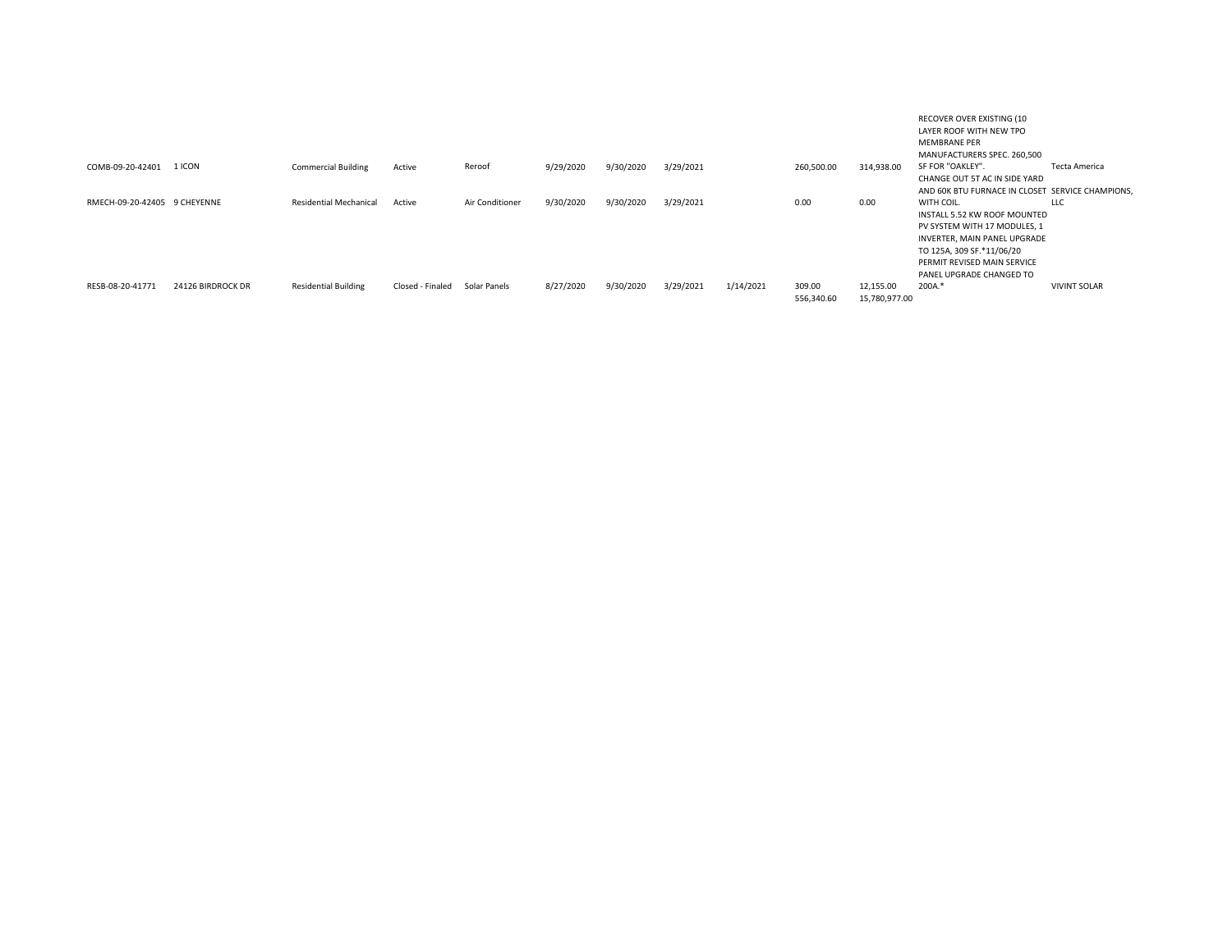| | | | | | | | | | | | | |
|---|---|---|---|---|---|---|---|---|---|---|---|---|
| COMB-09-20-42401 | 1 ICON | Commercial Building | Active | Reroof | 9/29/2020 | 9/30/2020 | 3/29/2021 | | 260,500.00 | 314,938.00 | RECOVER OVER EXISTING (10 LAYER ROOF WITH NEW TPO MEMBRANE PER MANUFACTURERS SPEC. 260,500 SF FOR "OAKLEY". | Tecta America |
| RMECH-09-20-42405 | 9 CHEYENNE | Residential Mechanical | Active | Air Conditioner | 9/30/2020 | 9/30/2020 | 3/29/2021 | | 0.00 | 0.00 | CHANGE OUT 5T AC IN SIDE YARD AND 60K BTU FURNACE IN CLOSET WITH COIL. | SERVICE CHAMPIONS, LLC |
| RESB-08-20-41771 | 24126 BIRDROCK DR | Residential Building | Closed - Finaled | Solar Panels | 8/27/2020 | 9/30/2020 | 3/29/2021 | 1/14/2021 | 309.00 | 12,155.00 | INSTALL 5.52 KW ROOF MOUNTED PV SYSTEM WITH 17 MODULES, 1 INVERTER, MAIN PANEL UPGRADE TO 125A, 309 SF.*11/06/20 PERMIT REVISED MAIN SERVICE PANEL UPGRADE CHANGED TO 200A.* | VIVINT SOLAR |
| | | | | | | | | | 556,340.60 | 15,780,977.00 | | |